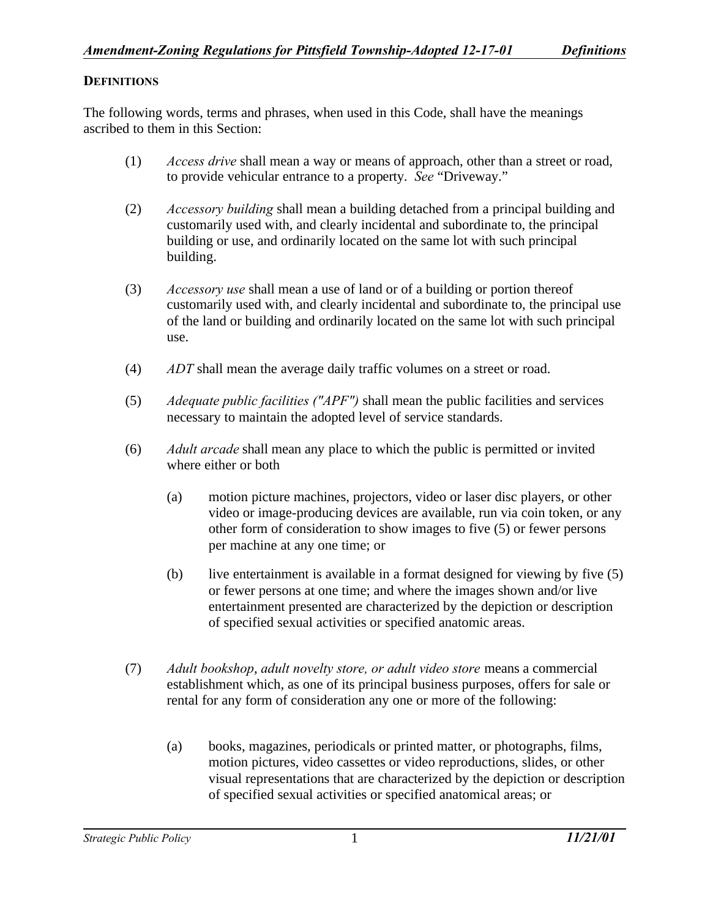## DEFINITIONS

The following words, terms and phrases, when used in this Code, shall have the meanings ascribed to them in this Section:

(1) *Access drive* shall mean a way or means of approach, other than a street or road, to provide vehicular entrance to a property. *See* "Driveway."

(2) *Accessory building* shall mean a building detached from a principal building and customarily used with, and clearly incidental and subordinate to, the principal building or use, and ordinarily located on the same lot with such principal building.

(3) *Accessory use* shall mean a use of land or of a building or portion thereof customarily used with, and clearly incidental and subordinate to, the principal use of the land or building and ordinarily located on the same lot with such principal use.

(4) *ADT* shall mean the average daily traffic volumes on a street or road.

(5) *Adequate public facilities ("APF")* shall mean the public facilities and services necessary to maintain the adopted level of service standards.

(6) *Adult arcade* shall mean any place to which the public is permitted or invited where either or both

> (a) motion picture machines, projectors, video or laser disc players, or other video or image-producing devices are available, run via coin token, or any other form of consideration to show images to five (5) or fewer persons per machine at any one time; or
>
> (b) live entertainment is available in a format designed for viewing by five (5) or fewer persons at one time; and where the images shown and/or live entertainment presented are characterized by the depiction or description of specified sexual activities or specified anatomic areas.

(7) *Adult bookshop*, *adult novelty store, or adult video store* means a commercial establishment which, as one of its principal business purposes, offers for sale or rental for any form of consideration any one or more of the following:

> (a) books, magazines, periodicals or printed matter, or photographs, films, motion pictures, video cassettes or video reproductions, slides, or other visual representations that are characterized by the depiction or description of specified sexual activities or specified anatomical areas; or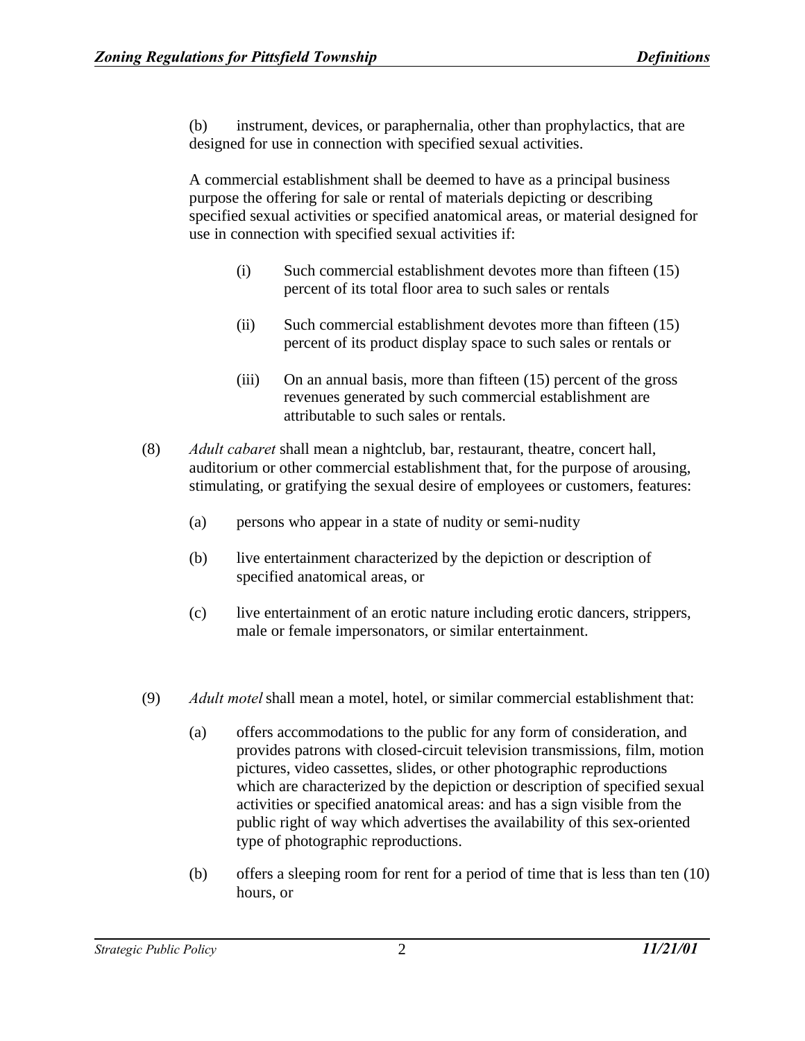(b) instrument, devices, or paraphernalia, other than prophylactics, that are designed for use in connection with specified sexual activities.

A commercial establishment shall be deemed to have as a principal business purpose the offering for sale or rental of materials depicting or describing specified sexual activities or specified anatomical areas, or material designed for use in connection with specified sexual activities if:

(i) Such commercial establishment devotes more than fifteen (15) percent of its total floor area to such sales or rentals

(ii) Such commercial establishment devotes more than fifteen (15) percent of its product display space to such sales or rentals or

(iii) On an annual basis, more than fifteen (15) percent of the gross revenues generated by such commercial establishment are attributable to such sales or rentals.

(8) *Adult cabaret* shall mean a nightclub, bar, restaurant, theatre, concert hall, auditorium or other commercial establishment that, for the purpose of arousing, stimulating, or gratifying the sexual desire of employees or customers, features:

(a) persons who appear in a state of nudity or semi-nudity

(b) live entertainment characterized by the depiction or description of specified anatomical areas, or

(c) live entertainment of an erotic nature including erotic dancers, strippers, male or female impersonators, or similar entertainment.

(9) *Adult motel* shall mean a motel, hotel, or similar commercial establishment that:

(a) offers accommodations to the public for any form of consideration, and provides patrons with closed-circuit television transmissions, film, motion pictures, video cassettes, slides, or other photographic reproductions which are characterized by the depiction or description of specified sexual activities or specified anatomical areas: and has a sign visible from the public right of way which advertises the availability of this sex-oriented type of photographic reproductions.

(b) offers a sleeping room for rent for a period of time that is less than ten (10) hours, or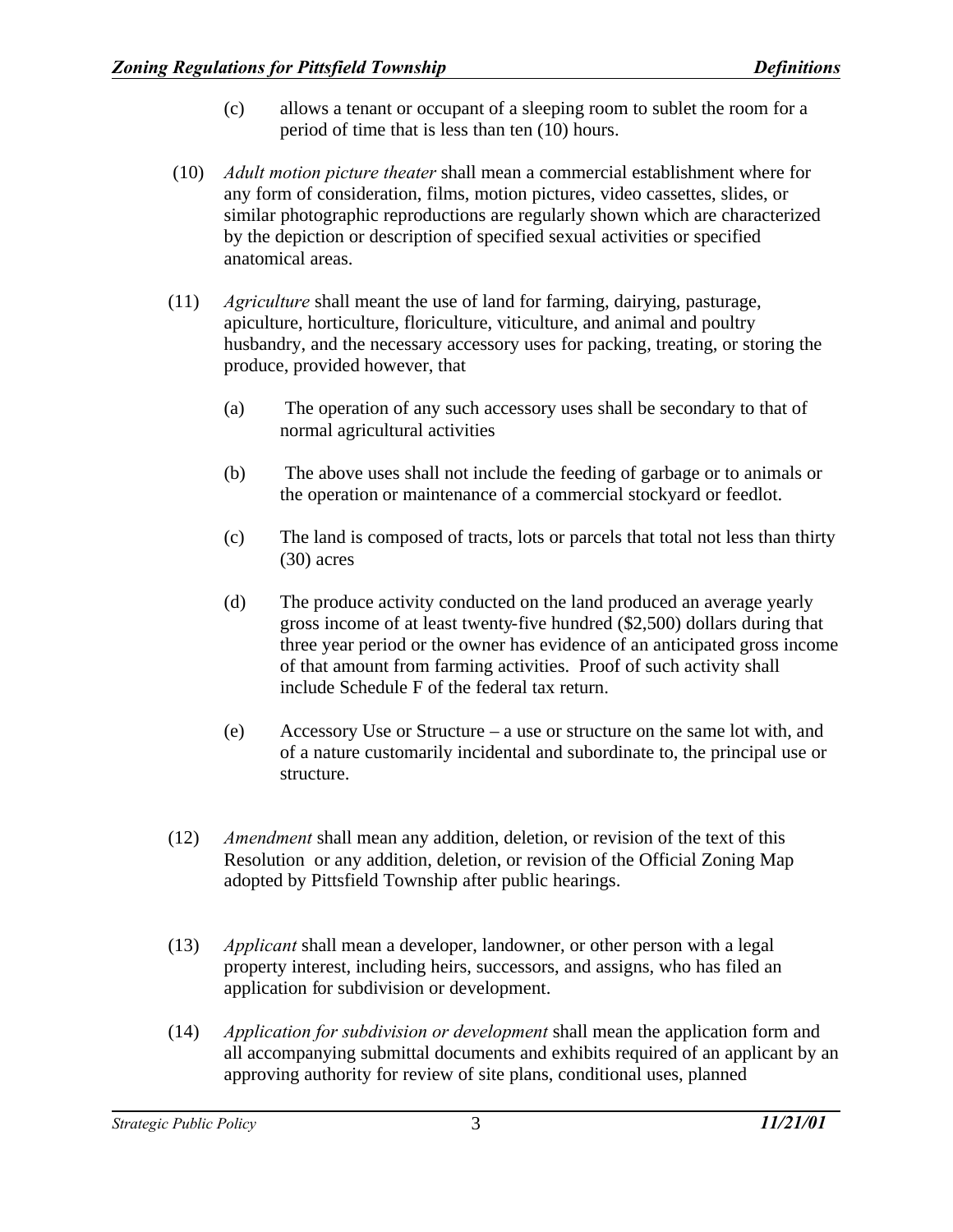(c) allows a tenant or occupant of a sleeping room to sublet the room for a period of time that is less than ten (10) hours.

(10) *Adult motion picture theater* shall mean a commercial establishment where for any form of consideration, films, motion pictures, video cassettes, slides, or similar photographic reproductions are regularly shown which are characterized by the depiction or description of specified sexual activities or specified anatomical areas.

(11) *Agriculture* shall meant the use of land for farming, dairying, pasturage, apiculture, horticulture, floriculture, viticulture, and animal and poultry husbandry, and the necessary accessory uses for packing, treating, or storing the produce, provided however, that

(a) The operation of any such accessory uses shall be secondary to that of normal agricultural activities

(b) The above uses shall not include the feeding of garbage or to animals or the operation or maintenance of a commercial stockyard or feedlot.

(c) The land is composed of tracts, lots or parcels that total not less than thirty (30) acres

(d) The produce activity conducted on the land produced an average yearly gross income of at least twenty-five hundred ($2,500) dollars during that three year period or the owner has evidence of an anticipated gross income of that amount from farming activities. Proof of such activity shall include Schedule F of the federal tax return.

(e) Accessory Use or Structure – a use or structure on the same lot with, and of a nature customarily incidental and subordinate to, the principal use or structure.

(12) *Amendment* shall mean any addition, deletion, or revision of the text of this Resolution or any addition, deletion, or revision of the Official Zoning Map adopted by Pittsfield Township after public hearings.

(13) *Applicant* shall mean a developer, landowner, or other person with a legal property interest, including heirs, successors, and assigns, who has filed an application for subdivision or development.

(14) *Application for subdivision or development* shall mean the application form and all accompanying submittal documents and exhibits required of an applicant by an approving authority for review of site plans, conditional uses, planned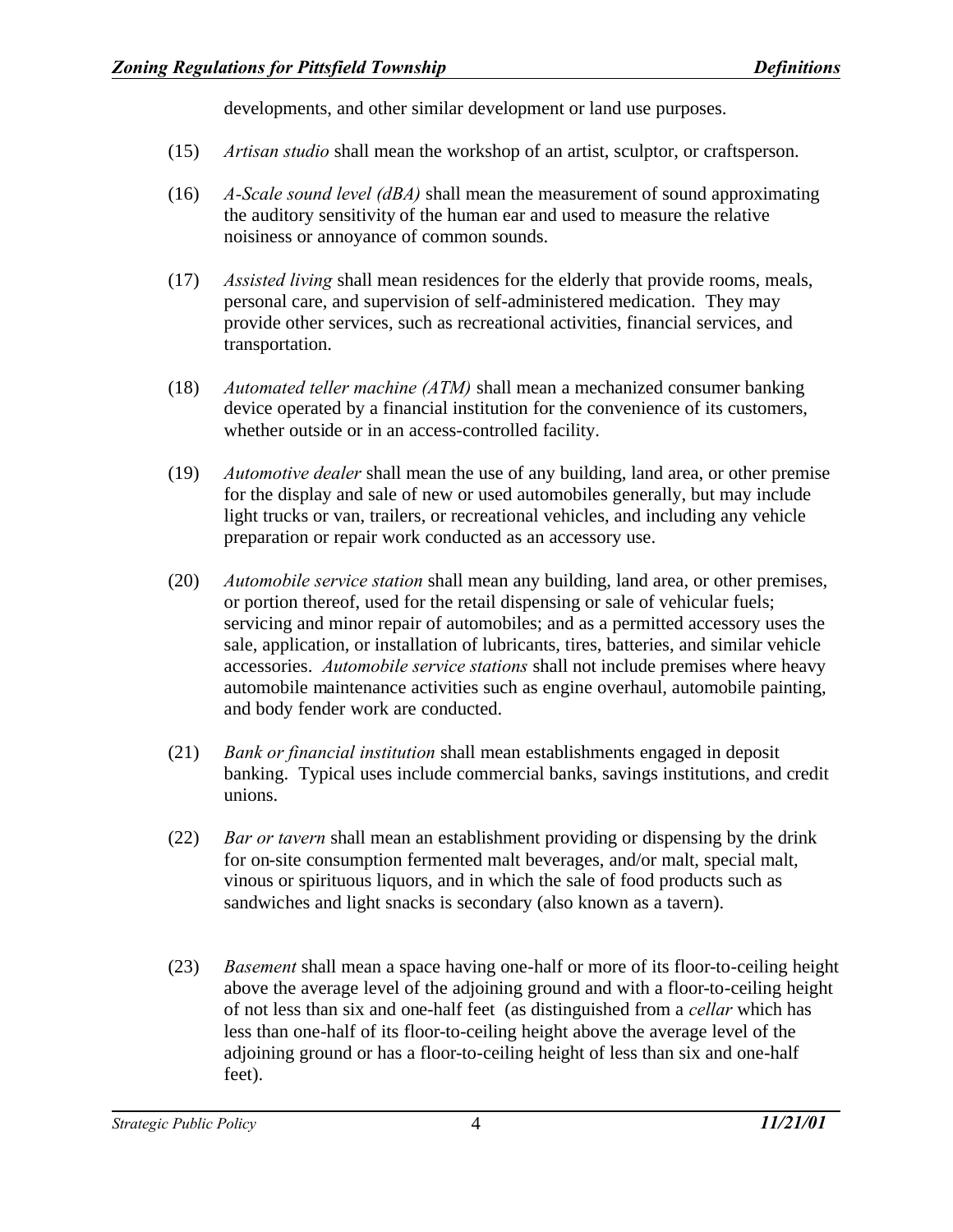developments, and other similar development or land use purposes.

(15) *Artisan studio* shall mean the workshop of an artist, sculptor, or craftsperson.

(16) *A-Scale sound level (dBA)* shall mean the measurement of sound approximating the auditory sensitivity of the human ear and used to measure the relative noisiness or annoyance of common sounds.

(17) *Assisted living* shall mean residences for the elderly that provide rooms, meals, personal care, and supervision of self-administered medication. They may provide other services, such as recreational activities, financial services, and transportation.

(18) *Automated teller machine (ATM)* shall mean a mechanized consumer banking device operated by a financial institution for the convenience of its customers, whether outside or in an access-controlled facility.

(19) *Automotive dealer* shall mean the use of any building, land area, or other premise for the display and sale of new or used automobiles generally, but may include light trucks or van, trailers, or recreational vehicles, and including any vehicle preparation or repair work conducted as an accessory use.

(20) *Automobile service station* shall mean any building, land area, or other premises, or portion thereof, used for the retail dispensing or sale of vehicular fuels; servicing and minor repair of automobiles; and as a permitted accessory uses the sale, application, or installation of lubricants, tires, batteries, and similar vehicle accessories. *Automobile service stations* shall not include premises where heavy automobile maintenance activities such as engine overhaul, automobile painting, and body fender work are conducted.

(21) *Bank or financial institution* shall mean establishments engaged in deposit banking. Typical uses include commercial banks, savings institutions, and credit unions.

(22) *Bar or tavern* shall mean an establishment providing or dispensing by the drink for on-site consumption fermented malt beverages, and/or malt, special malt, vinous or spirituous liquors, and in which the sale of food products such as sandwiches and light snacks is secondary (also known as a tavern).

(23) *Basement* shall mean a space having one-half or more of its floor-to-ceiling height above the average level of the adjoining ground and with a floor-to-ceiling height of not less than six and one-half feet (as distinguished from a *cellar* which has less than one-half of its floor-to-ceiling height above the average level of the adjoining ground or has a floor-to-ceiling height of less than six and one-half feet).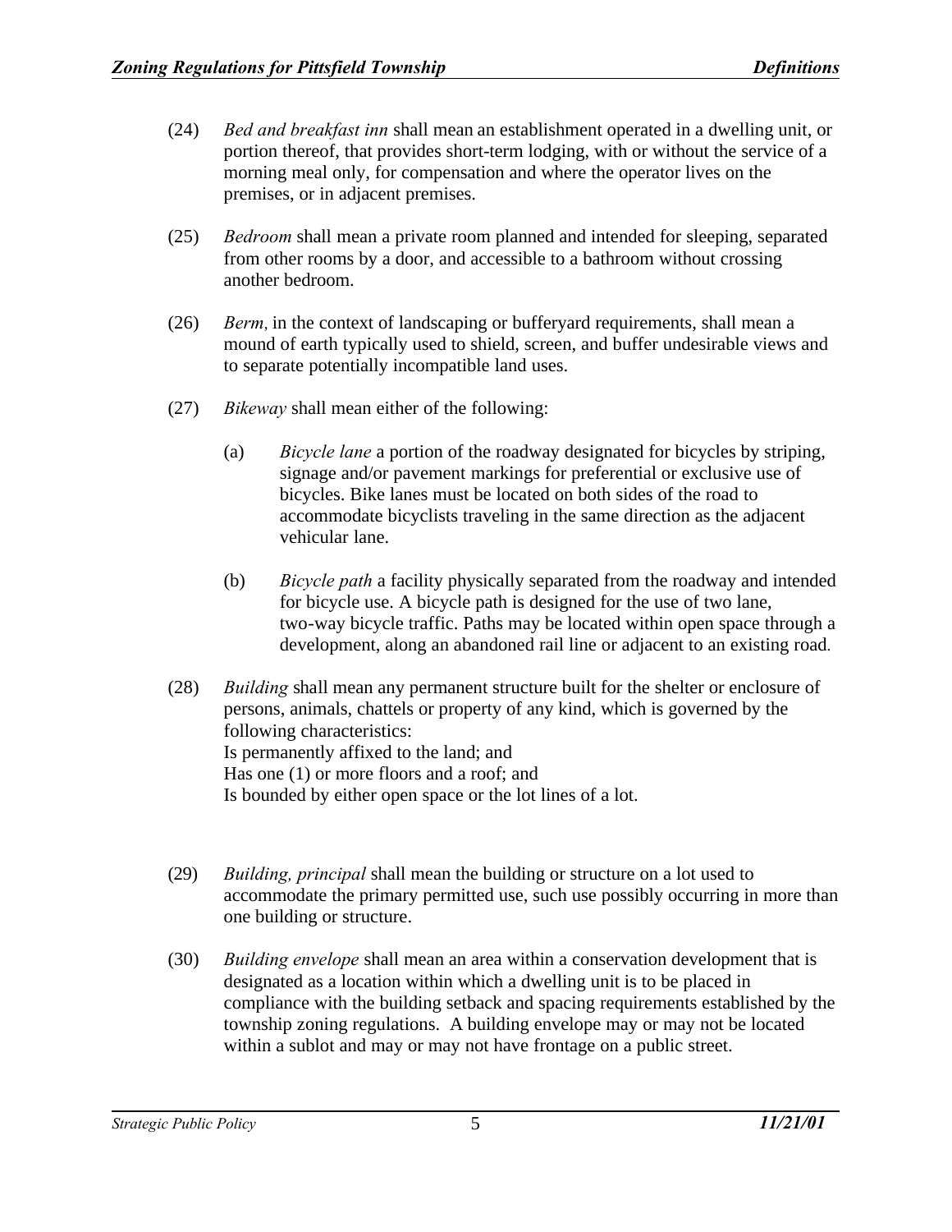(24) *Bed and breakfast inn* shall mean an establishment operated in a dwelling unit, or portion thereof, that provides short-term lodging, with or without the service of a morning meal only, for compensation and where the operator lives on the premises, or in adjacent premises.

(25) *Bedroom* shall mean a private room planned and intended for sleeping, separated from other rooms by a door, and accessible to a bathroom without crossing another bedroom.

(26) *Berm,* in the context of landscaping or bufferyard requirements, shall mean a mound of earth typically used to shield, screen, and buffer undesirable views and to separate potentially incompatible land uses.

(27) *Bikeway* shall mean either of the following:

(a) *Bicycle lane* a portion of the roadway designated for bicycles by striping, signage and/or pavement markings for preferential or exclusive use of bicycles. Bike lanes must be located on both sides of the road to accommodate bicyclists traveling in the same direction as the adjacent vehicular lane.

(b) *Bicycle path* a facility physically separated from the roadway and intended for bicycle use. A bicycle path is designed for the use of two lane, two-way bicycle traffic. Paths may be located within open space through a development, along an abandoned rail line or adjacent to an existing road.

(28) *Building* shall mean any permanent structure built for the shelter or enclosure of persons, animals, chattels or property of any kind, which is governed by the following characteristics:
Is permanently affixed to the land; and
Has one (1) or more floors and a roof; and
Is bounded by either open space or the lot lines of a lot.

(29) *Building, principal* shall mean the building or structure on a lot used to accommodate the primary permitted use, such use possibly occurring in more than one building or structure.

(30) *Building envelope* shall mean an area within a conservation development that is designated as a location within which a dwelling unit is to be placed in compliance with the building setback and spacing requirements established by the township zoning regulations. A building envelope may or may not be located within a sublot and may or may not have frontage on a public street.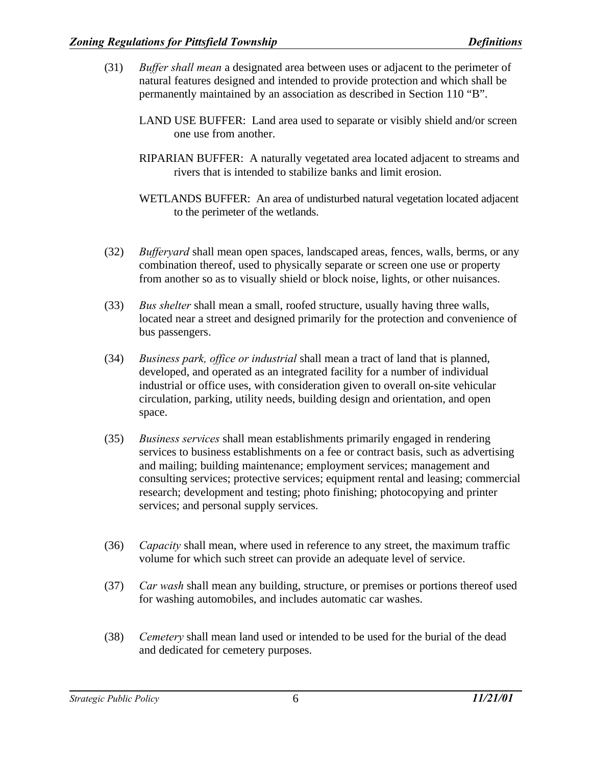(31) *Buffer shall mean* a designated area between uses or adjacent to the perimeter of natural features designed and intended to provide protection and which shall be permanently maintained by an association as described in Section 110 "B".

LAND USE BUFFER: Land area used to separate or visibly shield and/or screen one use from another.

RIPARIAN BUFFER: A naturally vegetated area located adjacent to streams and rivers that is intended to stabilize banks and limit erosion.

WETLANDS BUFFER: An area of undisturbed natural vegetation located adjacent to the perimeter of the wetlands.

(32) *Bufferyard* shall mean open spaces, landscaped areas, fences, walls, berms, or any combination thereof, used to physically separate or screen one use or property from another so as to visually shield or block noise, lights, or other nuisances.

(33) *Bus shelter* shall mean a small, roofed structure, usually having three walls, located near a street and designed primarily for the protection and convenience of bus passengers.

(34) *Business park, office or industrial* shall mean a tract of land that is planned, developed, and operated as an integrated facility for a number of individual industrial or office uses, with consideration given to overall on-site vehicular circulation, parking, utility needs, building design and orientation, and open space.

(35) *Business services* shall mean establishments primarily engaged in rendering services to business establishments on a fee or contract basis, such as advertising and mailing; building maintenance; employment services; management and consulting services; protective services; equipment rental and leasing; commercial research; development and testing; photo finishing; photocopying and printer services; and personal supply services.

(36) *Capacity* shall mean, where used in reference to any street, the maximum traffic volume for which such street can provide an adequate level of service.

(37) *Car wash* shall mean any building, structure, or premises or portions thereof used for washing automobiles, and includes automatic car washes.

(38) *Cemetery* shall mean land used or intended to be used for the burial of the dead and dedicated for cemetery purposes.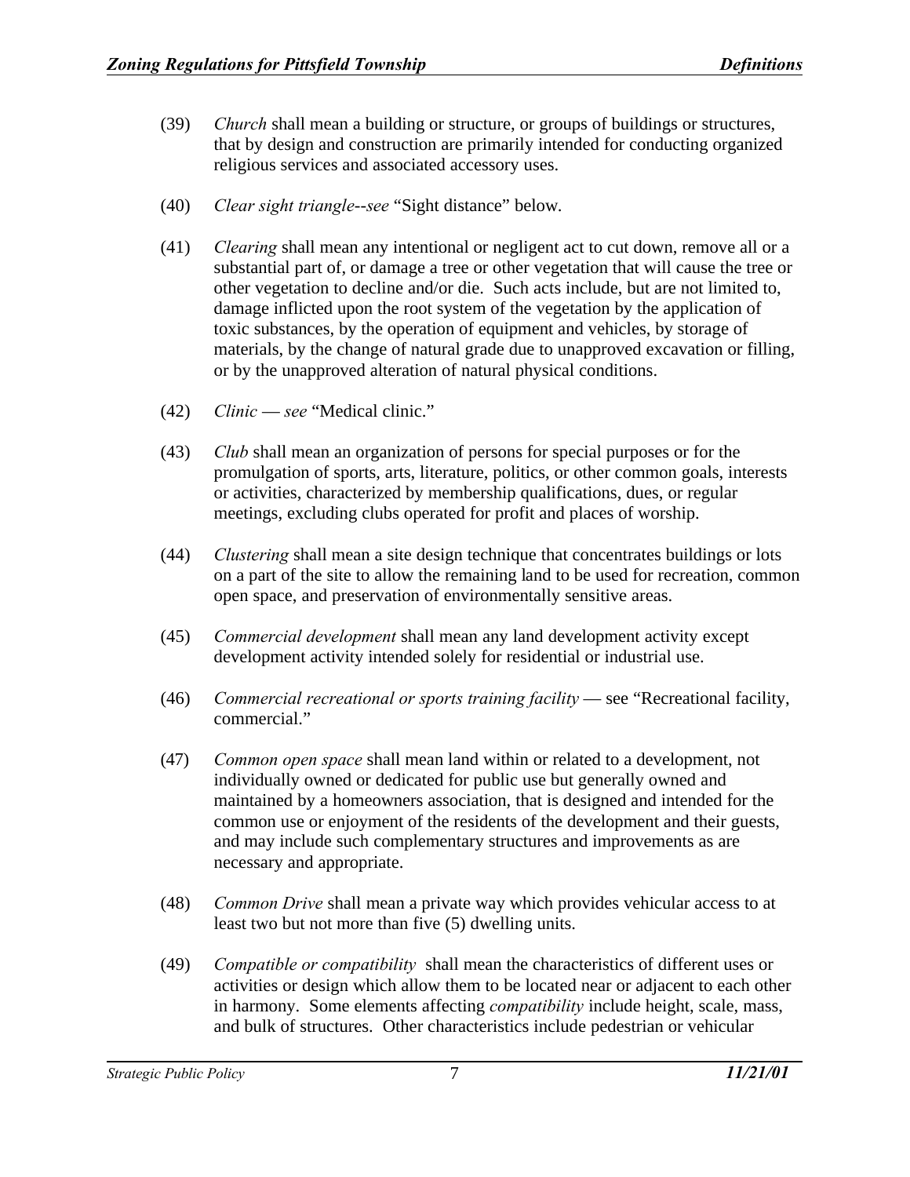(39) *Church* shall mean a building or structure, or groups of buildings or structures, that by design and construction are primarily intended for conducting organized religious services and associated accessory uses.

(40) *Clear sight triangle--see* "Sight distance" below.

(41) *Clearing* shall mean any intentional or negligent act to cut down, remove all or a substantial part of, or damage a tree or other vegetation that will cause the tree or other vegetation to decline and/or die. Such acts include, but are not limited to, damage inflicted upon the root system of the vegetation by the application of toxic substances, by the operation of equipment and vehicles, by storage of materials, by the change of natural grade due to unapproved excavation or filling, or by the unapproved alteration of natural physical conditions.

(42) *Clinic — see* "Medical clinic."

(43) *Club* shall mean an organization of persons for special purposes or for the promulgation of sports, arts, literature, politics, or other common goals, interests or activities, characterized by membership qualifications, dues, or regular meetings, excluding clubs operated for profit and places of worship.

(44) *Clustering* shall mean a site design technique that concentrates buildings or lots on a part of the site to allow the remaining land to be used for recreation, common open space, and preservation of environmentally sensitive areas.

(45) *Commercial development* shall mean any land development activity except development activity intended solely for residential or industrial use.

(46) *Commercial recreational or sports training facility* — see "Recreational facility, commercial."

(47) *Common open space* shall mean land within or related to a development, not individually owned or dedicated for public use but generally owned and maintained by a homeowners association, that is designed and intended for the common use or enjoyment of the residents of the development and their guests, and may include such complementary structures and improvements as are necessary and appropriate.

(48) *Common Drive* shall mean a private way which provides vehicular access to at least two but not more than five (5) dwelling units.

(49) *Compatible or compatibility* shall mean the characteristics of different uses or activities or design which allow them to be located near or adjacent to each other in harmony. Some elements affecting *compatibility* include height, scale, mass, and bulk of structures. Other characteristics include pedestrian or vehicular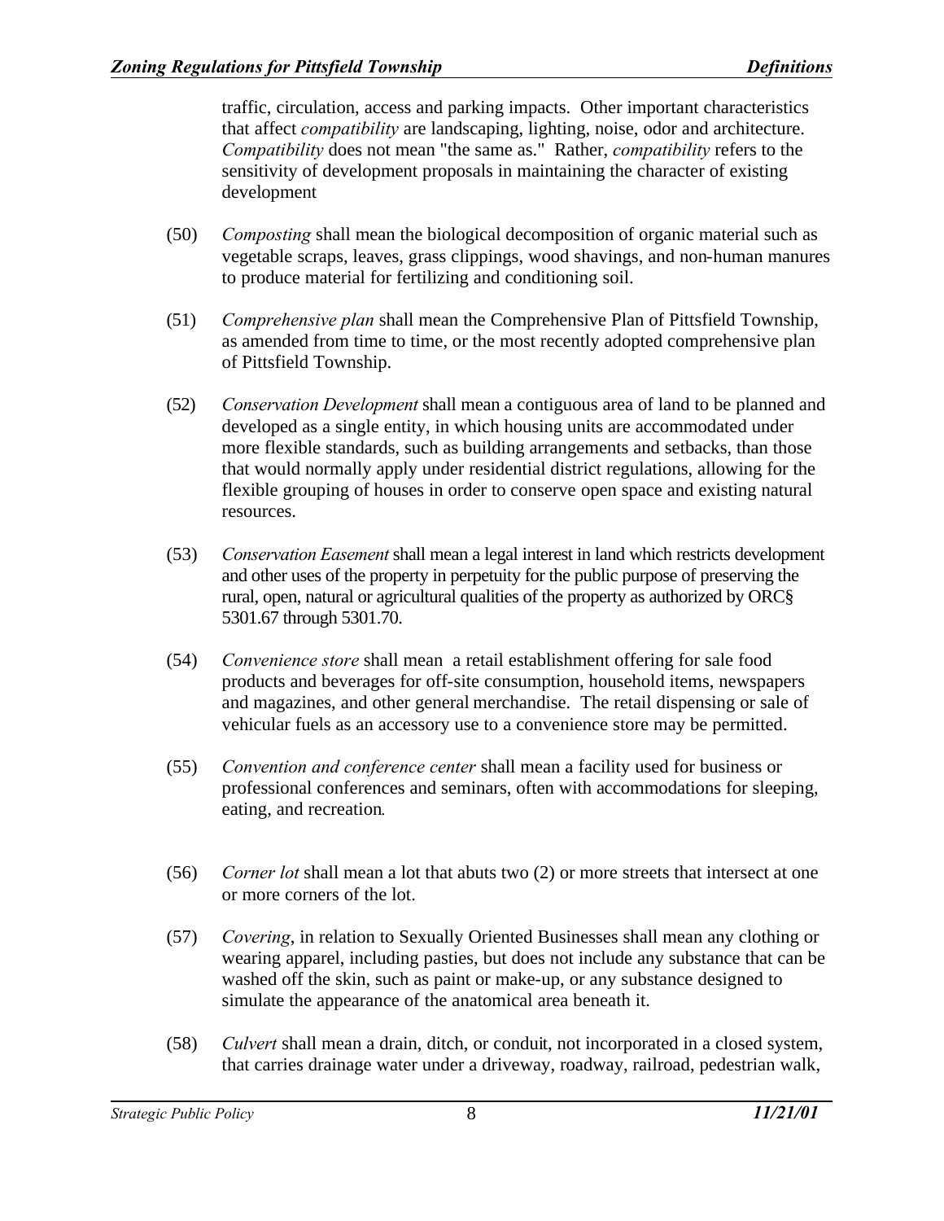traffic, circulation, access and parking impacts. Other important characteristics that affect *compatibility* are landscaping, lighting, noise, odor and architecture. *Compatibility* does not mean "the same as." Rather, *compatibility* refers to the sensitivity of development proposals in maintaining the character of existing development

(50) *Composting* shall mean the biological decomposition of organic material such as vegetable scraps, leaves, grass clippings, wood shavings, and non-human manures to produce material for fertilizing and conditioning soil.

(51) *Comprehensive plan* shall mean the Comprehensive Plan of Pittsfield Township, as amended from time to time, or the most recently adopted comprehensive plan of Pittsfield Township.

(52) *Conservation Development* shall mean a contiguous area of land to be planned and developed as a single entity, in which housing units are accommodated under more flexible standards, such as building arrangements and setbacks, than those that would normally apply under residential district regulations, allowing for the flexible grouping of houses in order to conserve open space and existing natural resources.

(53) *Conservation Easement* shall mean a legal interest in land which restricts development and other uses of the property in perpetuity for the public purpose of preserving the rural, open, natural or agricultural qualities of the property as authorized by ORC§ 5301.67 through 5301.70.

(54) *Convenience store* shall mean a retail establishment offering for sale food products and beverages for off-site consumption, household items, newspapers and magazines, and other general merchandise. The retail dispensing or sale of vehicular fuels as an accessory use to a convenience store may be permitted.

(55) *Convention and conference center* shall mean a facility used for business or professional conferences and seminars, often with accommodations for sleeping, eating, and recreation.

(56) *Corner lot* shall mean a lot that abuts two (2) or more streets that intersect at one or more corners of the lot.

(57) *Covering*, in relation to Sexually Oriented Businesses shall mean any clothing or wearing apparel, including pasties, but does not include any substance that can be washed off the skin, such as paint or make-up, or any substance designed to simulate the appearance of the anatomical area beneath it.

(58) *Culvert* shall mean a drain, ditch, or conduit, not incorporated in a closed system, that carries drainage water under a driveway, roadway, railroad, pedestrian walk,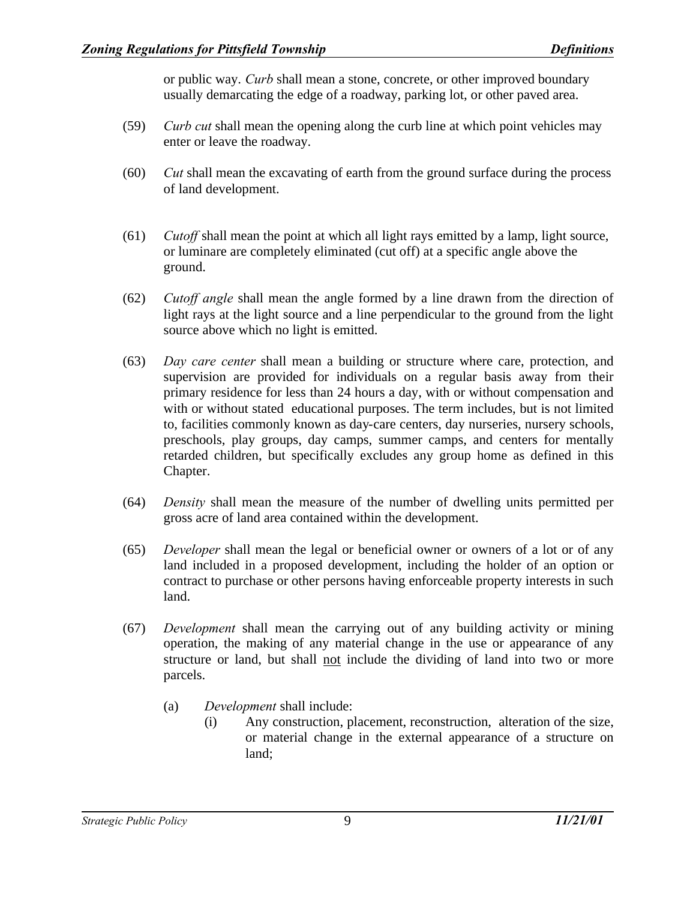or public way. *Curb* shall mean a stone, concrete, or other improved boundary usually demarcating the edge of a roadway, parking lot, or other paved area.

(59) *Curb cut* shall mean the opening along the curb line at which point vehicles may enter or leave the roadway.

(60) *Cut* shall mean the excavating of earth from the ground surface during the process of land development.

(61) *Cutoff* shall mean the point at which all light rays emitted by a lamp, light source, or luminare are completely eliminated (cut off) at a specific angle above the ground.

(62) *Cutoff angle* shall mean the angle formed by a line drawn from the direction of light rays at the light source and a line perpendicular to the ground from the light source above which no light is emitted.

(63) *Day care center* shall mean a building or structure where care, protection, and supervision are provided for individuals on a regular basis away from their primary residence for less than 24 hours a day, with or without compensation and with or without stated educational purposes. The term includes, but is not limited to, facilities commonly known as day-care centers, day nurseries, nursery schools, preschools, play groups, day camps, summer camps, and centers for mentally retarded children, but specifically excludes any group home as defined in this Chapter.

(64) *Density* shall mean the measure of the number of dwelling units permitted per gross acre of land area contained within the development.

(65) *Developer* shall mean the legal or beneficial owner or owners of a lot or of any land included in a proposed development, including the holder of an option or contract to purchase or other persons having enforceable property interests in such land.

(67) *Development* shall mean the carrying out of any building activity or mining operation, the making of any material change in the use or appearance of any structure or land, but shall <u>not</u> include the dividing of land into two or more parcels.

(a) *Development* shall include:

(i) Any construction, placement, reconstruction, alteration of the size, or material change in the external appearance of a structure on land;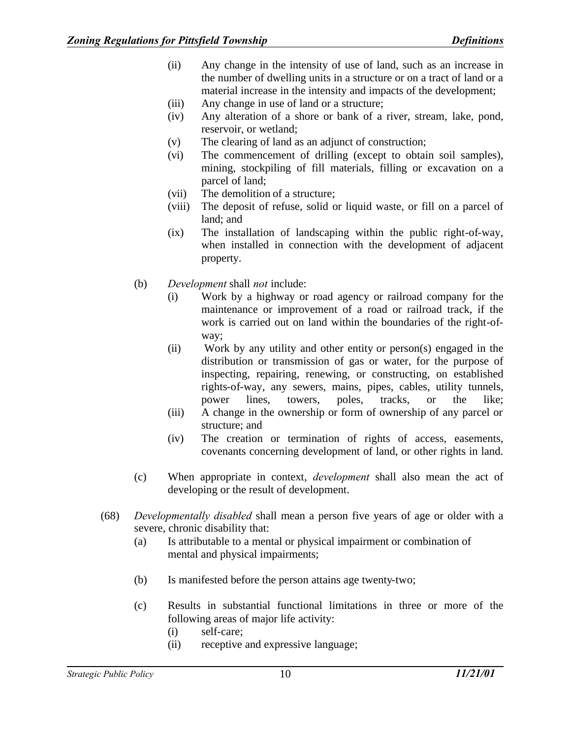(ii) Any change in the intensity of use of land, such as an increase in the number of dwelling units in a structure or on a tract of land or a material increase in the intensity and impacts of the development;

(iii) Any change in use of land or a structure;

(iv) Any alteration of a shore or bank of a river, stream, lake, pond, reservoir, or wetland;

(v) The clearing of land as an adjunct of construction;

(vi) The commencement of drilling (except to obtain soil samples), mining, stockpiling of fill materials, filling or excavation on a parcel of land;

(vii) The demolition of a structure;

(viii) The deposit of refuse, solid or liquid waste, or fill on a parcel of land; and

(ix) The installation of landscaping within the public right-of-way, when installed in connection with the development of adjacent property.

(b) *Development* shall *not* include:

(i) Work by a highway or road agency or railroad company for the maintenance or improvement of a road or railroad track, if the work is carried out on land within the boundaries of the right-of-way;

(ii) Work by any utility and other entity or person(s) engaged in the distribution or transmission of gas or water, for the purpose of inspecting, repairing, renewing, or constructing, on established rights-of-way, any sewers, mains, pipes, cables, utility tunnels, power lines, towers, poles, tracks, or the like;

(iii) A change in the ownership or form of ownership of any parcel or structure; and

(iv) The creation or termination of rights of access, easements, covenants concerning development of land, or other rights in land.

(c) When appropriate in context, *development* shall also mean the act of developing or the result of development.

(68) *Developmentally disabled* shall mean a person five years of age or older with a severe, chronic disability that:

(a) Is attributable to a mental or physical impairment or combination of mental and physical impairments;

(b) Is manifested before the person attains age twenty-two;

(c) Results in substantial functional limitations in three or more of the following areas of major life activity:

(i) self-care;

(ii) receptive and expressive language;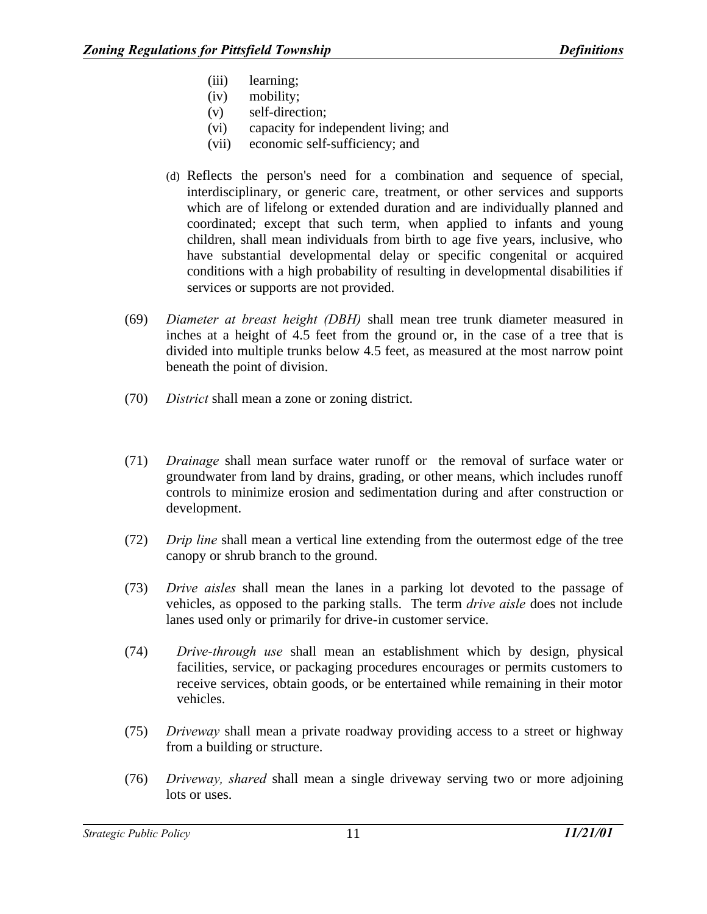(iii) learning;
(iv) mobility;
(v) self-direction;
(vi) capacity for independent living; and
(vii) economic self-sufficiency; and

(d) Reflects the person's need for a combination and sequence of special, interdisciplinary, or generic care, treatment, or other services and supports which are of lifelong or extended duration and are individually planned and coordinated; except that such term, when applied to infants and young children, shall mean individuals from birth to age five years, inclusive, who have substantial developmental delay or specific congenital or acquired conditions with a high probability of resulting in developmental disabilities if services or supports are not provided.

(69) *Diameter at breast height (DBH)* shall mean tree trunk diameter measured in inches at a height of 4.5 feet from the ground or, in the case of a tree that is divided into multiple trunks below 4.5 feet, as measured at the most narrow point beneath the point of division.

(70) *District* shall mean a zone or zoning district.

(71) *Drainage* shall mean surface water runoff or the removal of surface water or groundwater from land by drains, grading, or other means, which includes runoff controls to minimize erosion and sedimentation during and after construction or development.

(72) *Drip line* shall mean a vertical line extending from the outermost edge of the tree canopy or shrub branch to the ground.

(73) *Drive aisles* shall mean the lanes in a parking lot devoted to the passage of vehicles, as opposed to the parking stalls. The term *drive aisle* does not include lanes used only or primarily for drive-in customer service.

(74) *Drive-through use* shall mean an establishment which by design, physical facilities, service, or packaging procedures encourages or permits customers to receive services, obtain goods, or be entertained while remaining in their motor vehicles.

(75) *Driveway* shall mean a private roadway providing access to a street or highway from a building or structure.

(76) *Driveway, shared* shall mean a single driveway serving two or more adjoining lots or uses.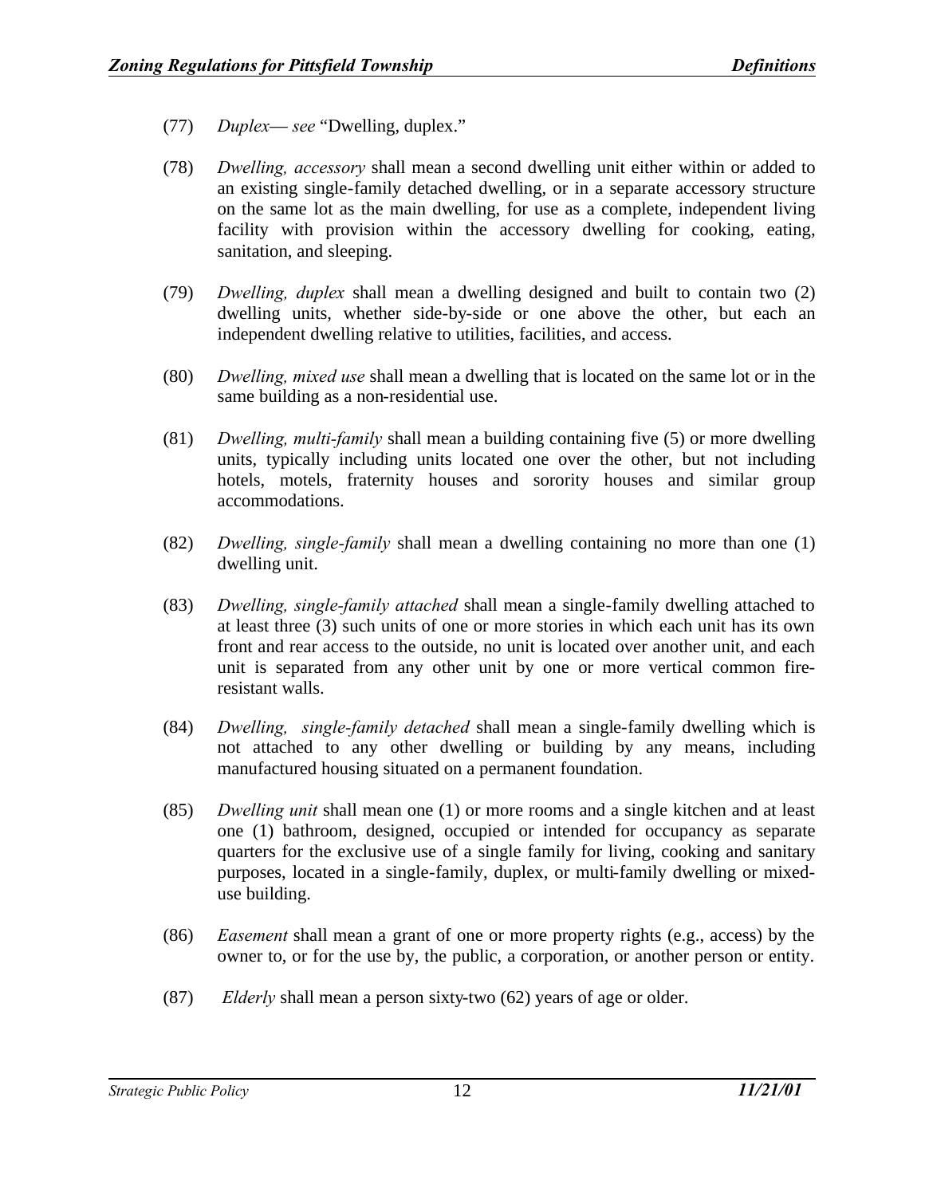(77) *Duplex— see* "Dwelling, duplex."

(78) *Dwelling, accessory* shall mean a second dwelling unit either within or added to an existing single-family detached dwelling, or in a separate accessory structure on the same lot as the main dwelling, for use as a complete, independent living facility with provision within the accessory dwelling for cooking, eating, sanitation, and sleeping.

(79) *Dwelling, duplex* shall mean a dwelling designed and built to contain two (2) dwelling units, whether side-by-side or one above the other, but each an independent dwelling relative to utilities, facilities, and access.

(80) *Dwelling, mixed use* shall mean a dwelling that is located on the same lot or in the same building as a non-residential use.

(81) *Dwelling, multi-family* shall mean a building containing five (5) or more dwelling units, typically including units located one over the other, but not including hotels, motels, fraternity houses and sorority houses and similar group accommodations.

(82) *Dwelling, single-family* shall mean a dwelling containing no more than one (1) dwelling unit.

(83) *Dwelling, single-family attached* shall mean a single-family dwelling attached to at least three (3) such units of one or more stories in which each unit has its own front and rear access to the outside, no unit is located over another unit, and each unit is separated from any other unit by one or more vertical common fire-resistant walls.

(84) *Dwelling, single-family detached* shall mean a single-family dwelling which is not attached to any other dwelling or building by any means, including manufactured housing situated on a permanent foundation.

(85) *Dwelling unit* shall mean one (1) or more rooms and a single kitchen and at least one (1) bathroom, designed, occupied or intended for occupancy as separate quarters for the exclusive use of a single family for living, cooking and sanitary purposes, located in a single-family, duplex, or multi-family dwelling or mixed-use building.

(86) *Easement* shall mean a grant of one or more property rights (e.g., access) by the owner to, or for the use by, the public, a corporation, or another person or entity.

(87) *Elderly* shall mean a person sixty-two (62) years of age or older.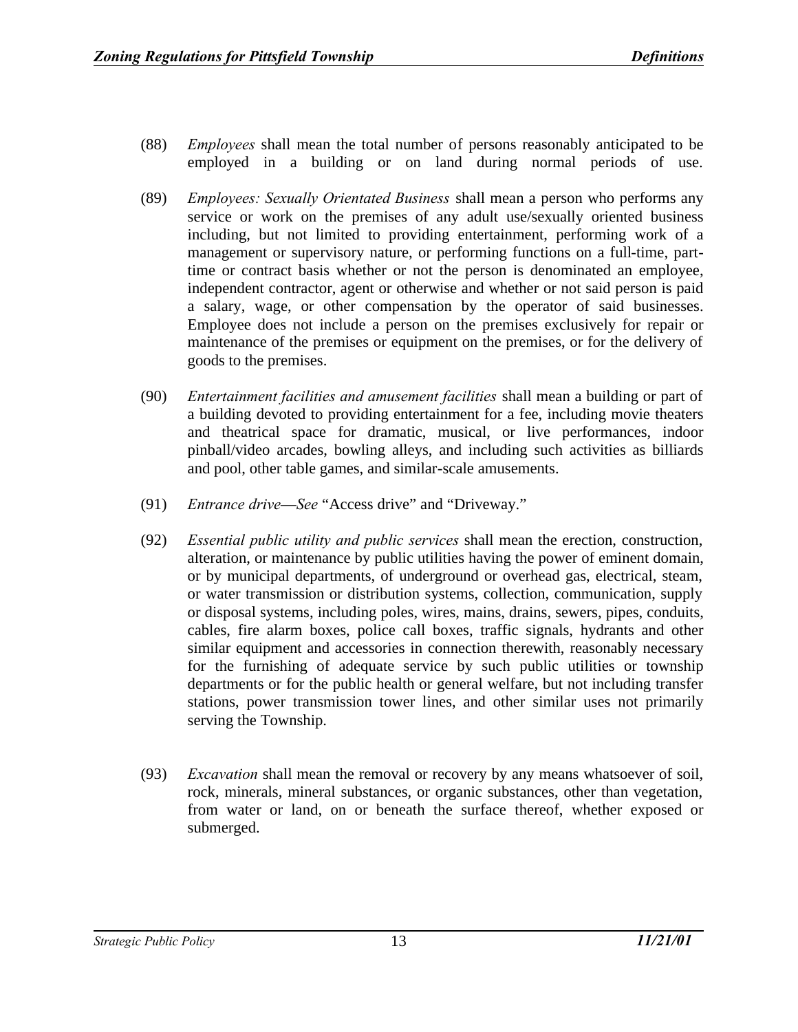(88) *Employees* shall mean the total number of persons reasonably anticipated to be employed in a building or on land during normal periods of use.

(89) *Employees: Sexually Orientated Business* shall mean a person who performs any service or work on the premises of any adult use/sexually oriented business including, but not limited to providing entertainment, performing work of a management or supervisory nature, or performing functions on a full-time, part-time or contract basis whether or not the person is denominated an employee, independent contractor, agent or otherwise and whether or not said person is paid a salary, wage, or other compensation by the operator of said businesses. Employee does not include a person on the premises exclusively for repair or maintenance of the premises or equipment on the premises, or for the delivery of goods to the premises.

(90) *Entertainment facilities and amusement facilities* shall mean a building or part of a building devoted to providing entertainment for a fee, including movie theaters and theatrical space for dramatic, musical, or live performances, indoor pinball/video arcades, bowling alleys, and including such activities as billiards and pool, other table games, and similar-scale amusements.

(91) *Entrance drive—See* "Access drive" and "Driveway."

(92) *Essential public utility and public services* shall mean the erection, construction, alteration, or maintenance by public utilities having the power of eminent domain, or by municipal departments, of underground or overhead gas, electrical, steam, or water transmission or distribution systems, collection, communication, supply or disposal systems, including poles, wires, mains, drains, sewers, pipes, conduits, cables, fire alarm boxes, police call boxes, traffic signals, hydrants and other similar equipment and accessories in connection therewith, reasonably necessary for the furnishing of adequate service by such public utilities or township departments or for the public health or general welfare, but not including transfer stations, power transmission tower lines, and other similar uses not primarily serving the Township.

(93) *Excavation* shall mean the removal or recovery by any means whatsoever of soil, rock, minerals, mineral substances, or organic substances, other than vegetation, from water or land, on or beneath the surface thereof, whether exposed or submerged.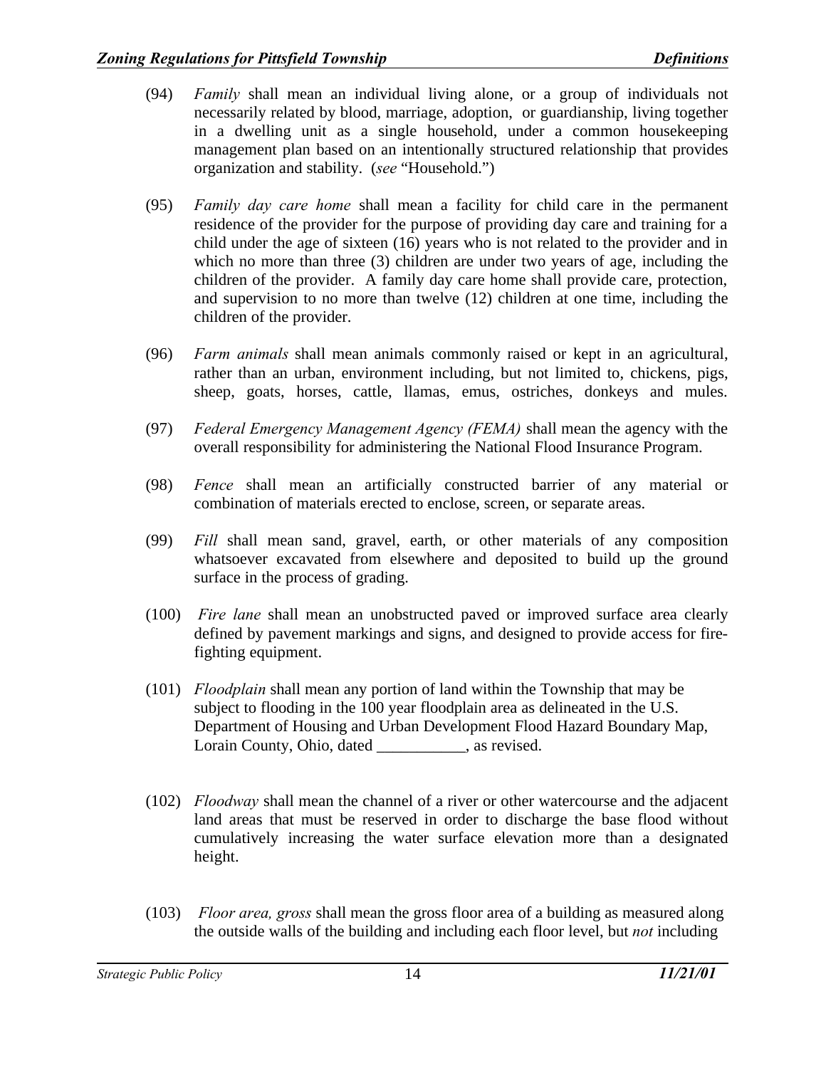(94) *Family* shall mean an individual living alone, or a group of individuals not necessarily related by blood, marriage, adoption, or guardianship, living together in a dwelling unit as a single household, under a common housekeeping management plan based on an intentionally structured relationship that provides organization and stability. (*see* "Household.")

(95) *Family day care home* shall mean a facility for child care in the permanent residence of the provider for the purpose of providing day care and training for a child under the age of sixteen (16) years who is not related to the provider and in which no more than three (3) children are under two years of age, including the children of the provider. A family day care home shall provide care, protection, and supervision to no more than twelve (12) children at one time, including the children of the provider.

(96) *Farm animals* shall mean animals commonly raised or kept in an agricultural, rather than an urban, environment including, but not limited to, chickens, pigs, sheep, goats, horses, cattle, llamas, emus, ostriches, donkeys and mules.

(97) *Federal Emergency Management Agency (FEMA)* shall mean the agency with the overall responsibility for administering the National Flood Insurance Program.

(98) *Fence* shall mean an artificially constructed barrier of any material or combination of materials erected to enclose, screen, or separate areas.

(99) *Fill* shall mean sand, gravel, earth, or other materials of any composition whatsoever excavated from elsewhere and deposited to build up the ground surface in the process of grading.

(100) *Fire lane* shall mean an unobstructed paved or improved surface area clearly defined by pavement markings and signs, and designed to provide access for fire-fighting equipment.

(101) *Floodplain* shall mean any portion of land within the Township that may be subject to flooding in the 100 year floodplain area as delineated in the U.S. Department of Housing and Urban Development Flood Hazard Boundary Map, Lorain County, Ohio, dated ___________, as revised.

(102) *Floodway* shall mean the channel of a river or other watercourse and the adjacent land areas that must be reserved in order to discharge the base flood without cumulatively increasing the water surface elevation more than a designated height.

(103) *Floor area, gross* shall mean the gross floor area of a building as measured along the outside walls of the building and including each floor level, but *not* including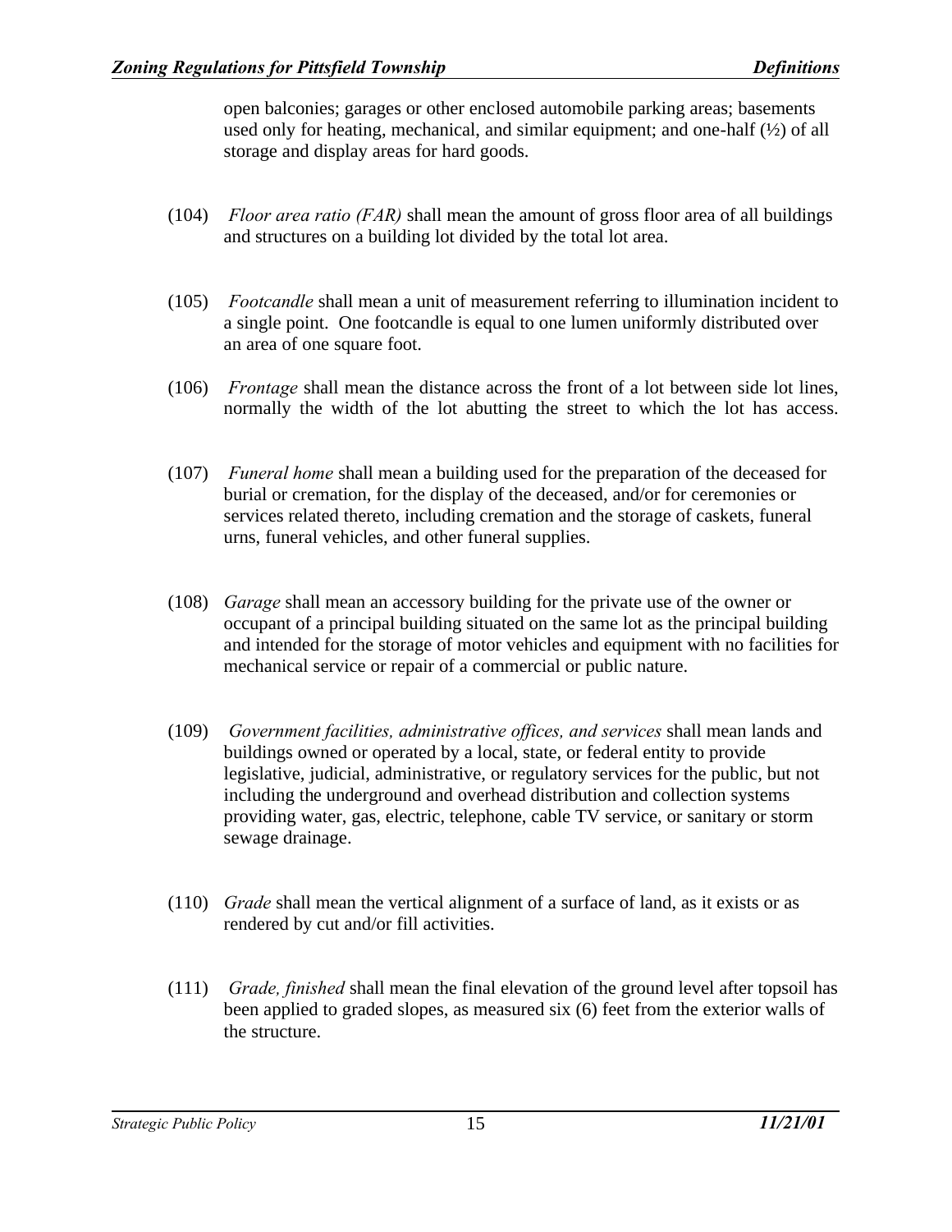open balconies; garages or other enclosed automobile parking areas; basements used only for heating, mechanical, and similar equipment; and one-half (½) of all storage and display areas for hard goods.

(104) *Floor area ratio (FAR)* shall mean the amount of gross floor area of all buildings and structures on a building lot divided by the total lot area.

(105) *Footcandle* shall mean a unit of measurement referring to illumination incident to a single point. One footcandle is equal to one lumen uniformly distributed over an area of one square foot.

(106) *Frontage* shall mean the distance across the front of a lot between side lot lines, normally the width of the lot abutting the street to which the lot has access.

(107) *Funeral home* shall mean a building used for the preparation of the deceased for burial or cremation, for the display of the deceased, and/or for ceremonies or services related thereto, including cremation and the storage of caskets, funeral urns, funeral vehicles, and other funeral supplies.

(108) *Garage* shall mean an accessory building for the private use of the owner or occupant of a principal building situated on the same lot as the principal building and intended for the storage of motor vehicles and equipment with no facilities for mechanical service or repair of a commercial or public nature.

(109) *Government facilities, administrative offices, and services* shall mean lands and buildings owned or operated by a local, state, or federal entity to provide legislative, judicial, administrative, or regulatory services for the public, but not including the underground and overhead distribution and collection systems providing water, gas, electric, telephone, cable TV service, or sanitary or storm sewage drainage.

(110) *Grade* shall mean the vertical alignment of a surface of land, as it exists or as rendered by cut and/or fill activities.

(111) *Grade, finished* shall mean the final elevation of the ground level after topsoil has been applied to graded slopes, as measured six (6) feet from the exterior walls of the structure.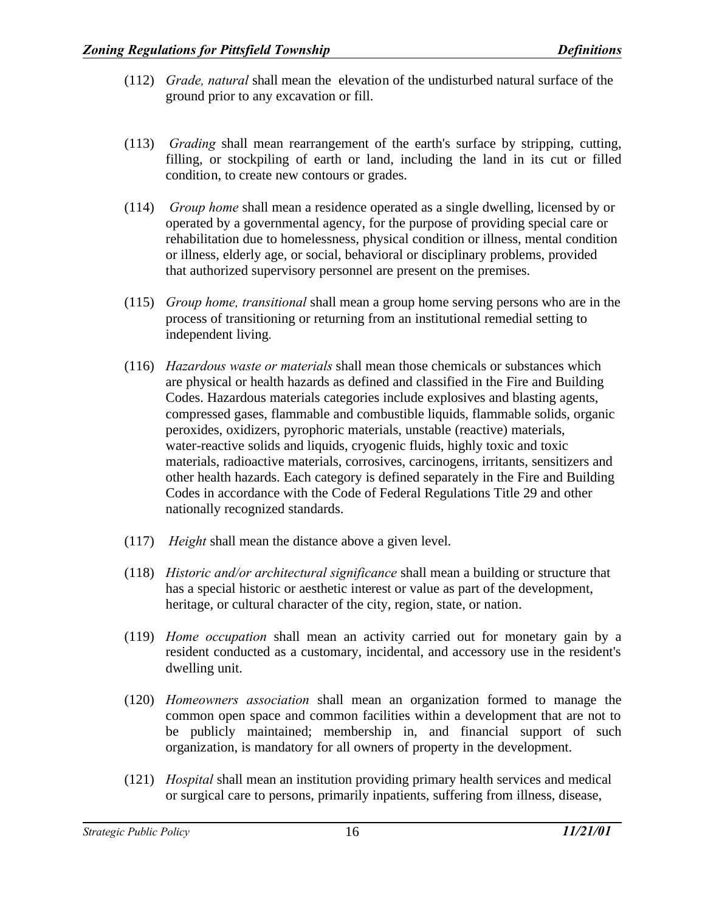(112) *Grade, natural* shall mean the elevation of the undisturbed natural surface of the ground prior to any excavation or fill.

(113) *Grading* shall mean rearrangement of the earth's surface by stripping, cutting, filling, or stockpiling of earth or land, including the land in its cut or filled condition, to create new contours or grades.

(114) *Group home* shall mean a residence operated as a single dwelling, licensed by or operated by a governmental agency, for the purpose of providing special care or rehabilitation due to homelessness, physical condition or illness, mental condition or illness, elderly age, or social, behavioral or disciplinary problems, provided that authorized supervisory personnel are present on the premises.

(115) *Group home, transitional* shall mean a group home serving persons who are in the process of transitioning or returning from an institutional remedial setting to independent living.

(116) *Hazardous waste or materials* shall mean those chemicals or substances which are physical or health hazards as defined and classified in the Fire and Building Codes. Hazardous materials categories include explosives and blasting agents, compressed gases, flammable and combustible liquids, flammable solids, organic peroxides, oxidizers, pyrophoric materials, unstable (reactive) materials, water-reactive solids and liquids, cryogenic fluids, highly toxic and toxic materials, radioactive materials, corrosives, carcinogens, irritants, sensitizers and other health hazards. Each category is defined separately in the Fire and Building Codes in accordance with the Code of Federal Regulations Title 29 and other nationally recognized standards.

(117) *Height* shall mean the distance above a given level.

(118) *Historic and/or architectural significance* shall mean a building or structure that has a special historic or aesthetic interest or value as part of the development, heritage, or cultural character of the city, region, state, or nation.

(119) *Home occupation* shall mean an activity carried out for monetary gain by a resident conducted as a customary, incidental, and accessory use in the resident's dwelling unit.

(120) *Homeowners association* shall mean an organization formed to manage the common open space and common facilities within a development that are not to be publicly maintained; membership in, and financial support of such organization, is mandatory for all owners of property in the development.

(121) *Hospital* shall mean an institution providing primary health services and medical or surgical care to persons, primarily inpatients, suffering from illness, disease,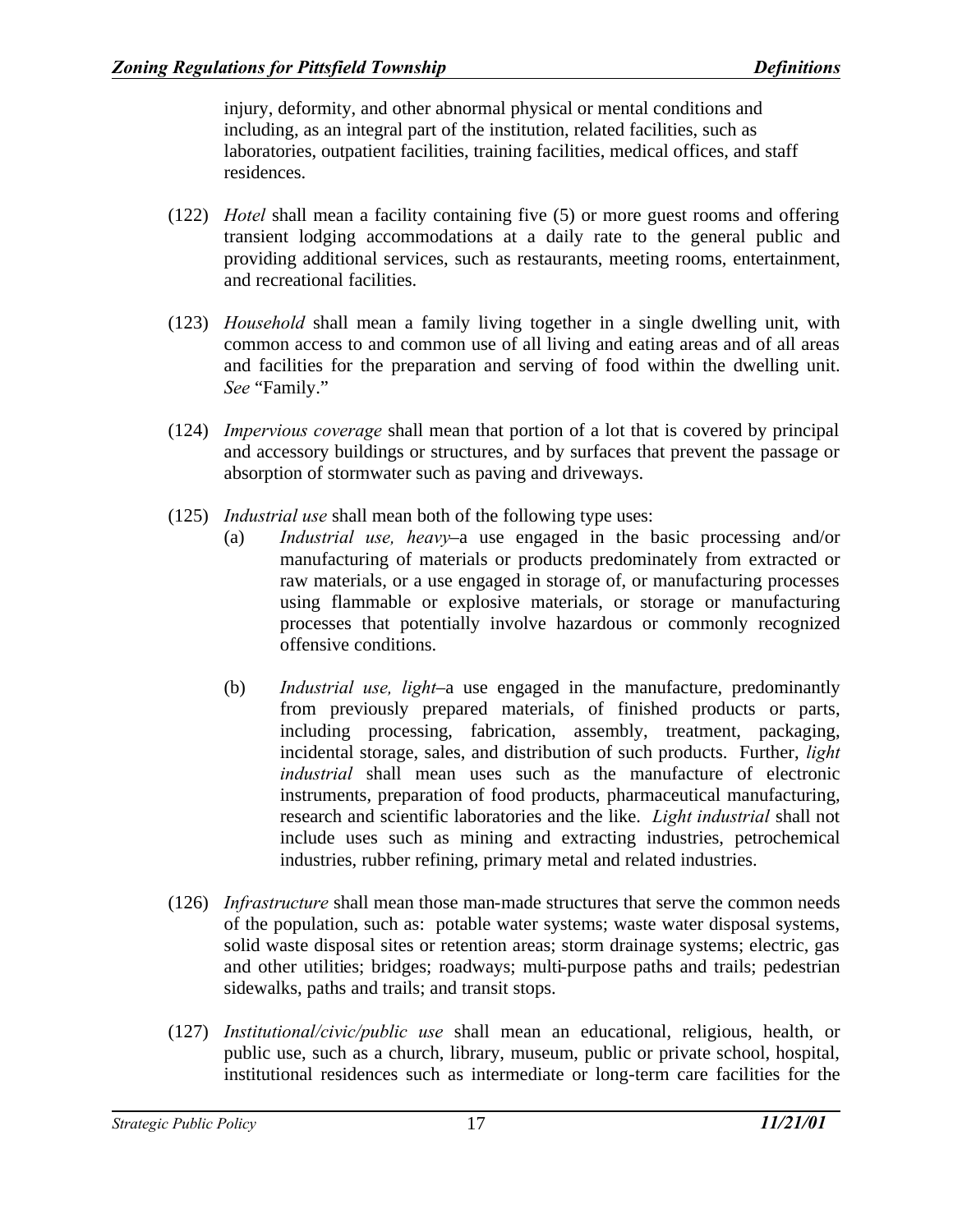injury, deformity, and other abnormal physical or mental conditions and including, as an integral part of the institution, related facilities, such as laboratories, outpatient facilities, training facilities, medical offices, and staff residences.

(122) *Hotel* shall mean a facility containing five (5) or more guest rooms and offering transient lodging accommodations at a daily rate to the general public and providing additional services, such as restaurants, meeting rooms, entertainment, and recreational facilities.

(123) *Household* shall mean a family living together in a single dwelling unit, with common access to and common use of all living and eating areas and of all areas and facilities for the preparation and serving of food within the dwelling unit. *See* "Family."

(124) *Impervious coverage* shall mean that portion of a lot that is covered by principal and accessory buildings or structures, and by surfaces that prevent the passage or absorption of stormwater such as paving and driveways.

(125) *Industrial use* shall mean both of the following type uses:

(a) *Industrial use, heavy*–a use engaged in the basic processing and/or manufacturing of materials or products predominately from extracted or raw materials, or a use engaged in storage of, or manufacturing processes using flammable or explosive materials, or storage or manufacturing processes that potentially involve hazardous or commonly recognized offensive conditions.

(b) *Industrial use, light*–a use engaged in the manufacture, predominantly from previously prepared materials, of finished products or parts, including processing, fabrication, assembly, treatment, packaging, incidental storage, sales, and distribution of such products. Further, *light industrial* shall mean uses such as the manufacture of electronic instruments, preparation of food products, pharmaceutical manufacturing, research and scientific laboratories and the like. *Light industrial* shall not include uses such as mining and extracting industries, petrochemical industries, rubber refining, primary metal and related industries.

(126) *Infrastructure* shall mean those man-made structures that serve the common needs of the population, such as: potable water systems; waste water disposal systems, solid waste disposal sites or retention areas; storm drainage systems; electric, gas and other utilities; bridges; roadways; multi-purpose paths and trails; pedestrian sidewalks, paths and trails; and transit stops.

(127) *Institutional/civic/public use* shall mean an educational, religious, health, or public use, such as a church, library, museum, public or private school, hospital, institutional residences such as intermediate or long-term care facilities for the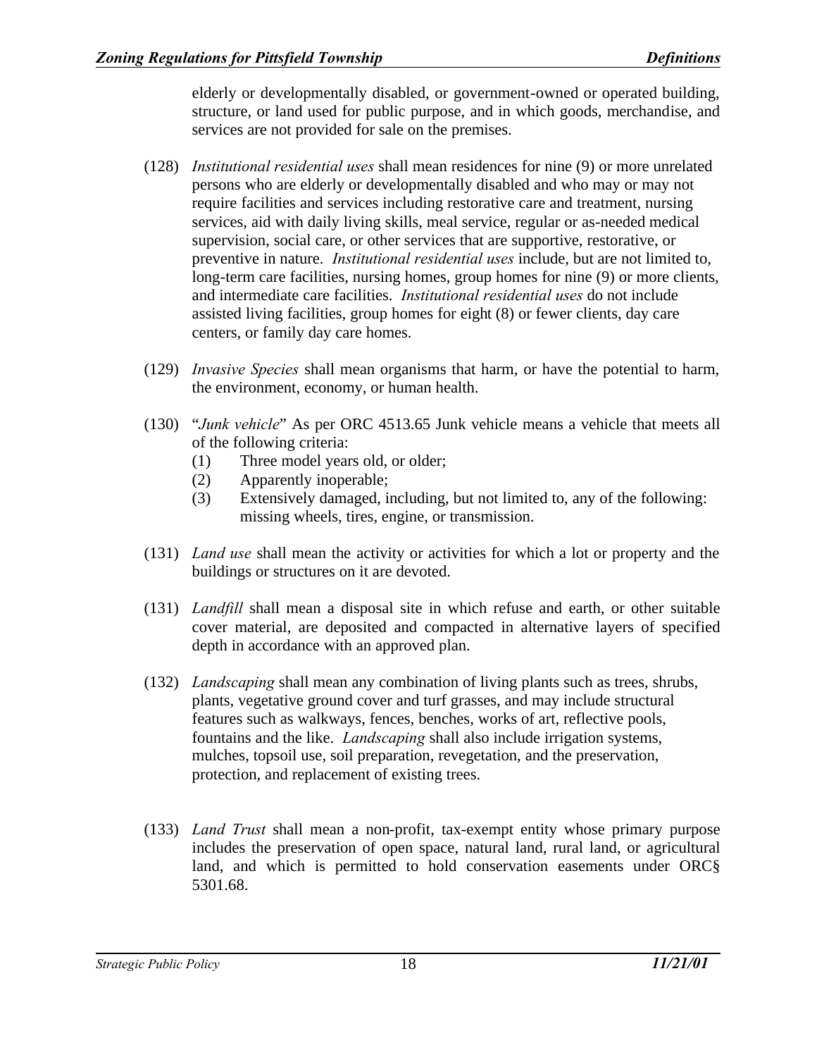elderly or developmentally disabled, or government-owned or operated building, structure, or land used for public purpose, and in which goods, merchandise, and services are not provided for sale on the premises.

(128) *Institutional residential uses* shall mean residences for nine (9) or more unrelated persons who are elderly or developmentally disabled and who may or may not require facilities and services including restorative care and treatment, nursing services, aid with daily living skills, meal service, regular or as-needed medical supervision, social care, or other services that are supportive, restorative, or preventive in nature. *Institutional residential uses* include, but are not limited to, long-term care facilities, nursing homes, group homes for nine (9) or more clients, and intermediate care facilities. *Institutional residential uses* do not include assisted living facilities, group homes for eight (8) or fewer clients, day care centers, or family day care homes.

(129) *Invasive Species* shall mean organisms that harm, or have the potential to harm, the environment, economy, or human health.

(130) "*Junk vehicle*" As per ORC 4513.65 Junk vehicle means a vehicle that meets all of the following criteria:

(1) Three model years old, or older;
(2) Apparently inoperable;
(3) Extensively damaged, including, but not limited to, any of the following: missing wheels, tires, engine, or transmission.

(131) *Land use* shall mean the activity or activities for which a lot or property and the buildings or structures on it are devoted.

(131) *Landfill* shall mean a disposal site in which refuse and earth, or other suitable cover material, are deposited and compacted in alternative layers of specified depth in accordance with an approved plan.

(132) *Landscaping* shall mean any combination of living plants such as trees, shrubs, plants, vegetative ground cover and turf grasses, and may include structural features such as walkways, fences, benches, works of art, reflective pools, fountains and the like. *Landscaping* shall also include irrigation systems, mulches, topsoil use, soil preparation, revegetation, and the preservation, protection, and replacement of existing trees.

(133) *Land Trust* shall mean a non-profit, tax-exempt entity whose primary purpose includes the preservation of open space, natural land, rural land, or agricultural land, and which is permitted to hold conservation easements under ORC§ 5301.68.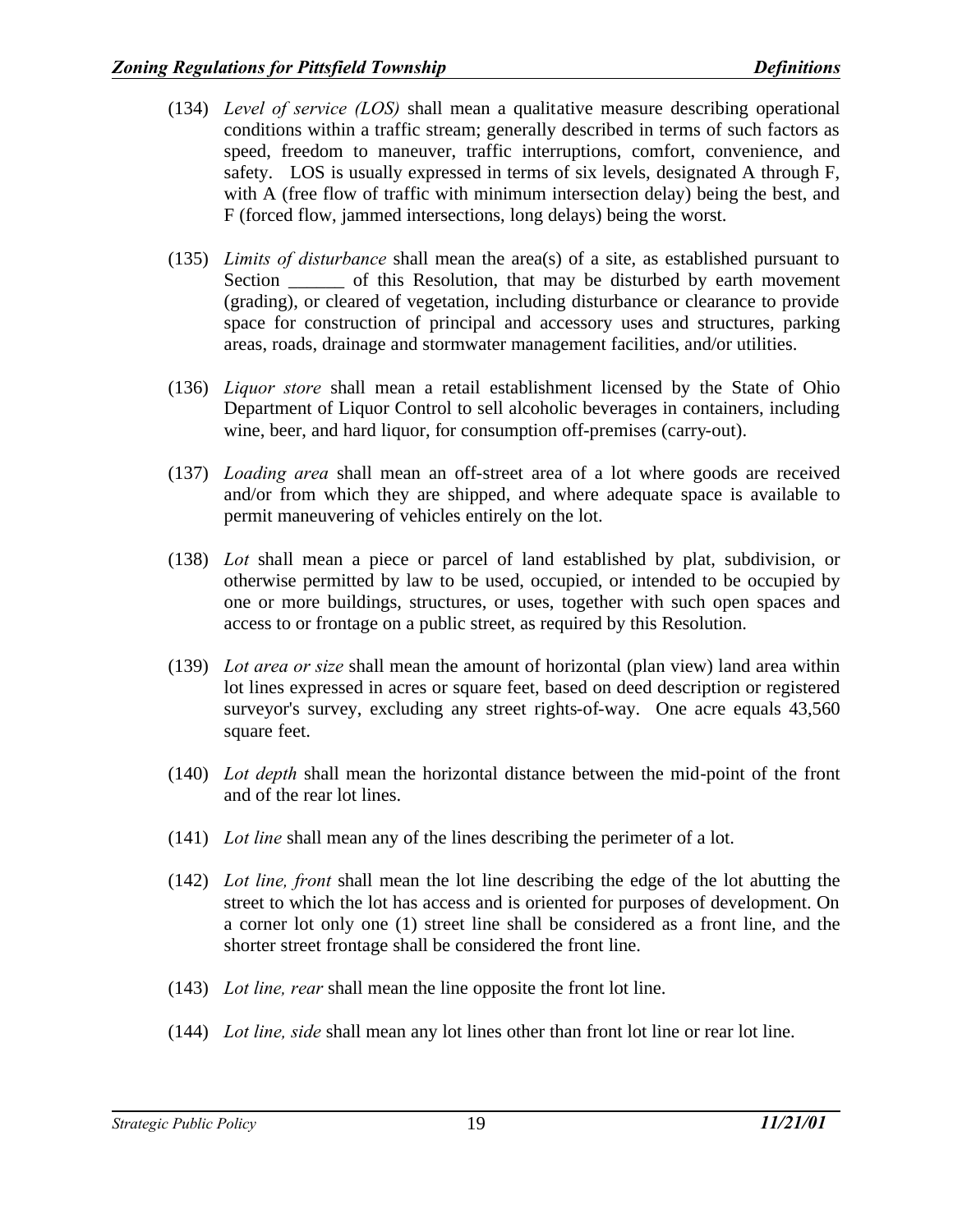(134) *Level of service (LOS)* shall mean a qualitative measure describing operational conditions within a traffic stream; generally described in terms of such factors as speed, freedom to maneuver, traffic interruptions, comfort, convenience, and safety. LOS is usually expressed in terms of six levels, designated A through F, with A (free flow of traffic with minimum intersection delay) being the best, and F (forced flow, jammed intersections, long delays) being the worst.

(135) *Limits of disturbance* shall mean the area(s) of a site, as established pursuant to Section ______ of this Resolution, that may be disturbed by earth movement (grading), or cleared of vegetation, including disturbance or clearance to provide space for construction of principal and accessory uses and structures, parking areas, roads, drainage and stormwater management facilities, and/or utilities.

(136) *Liquor store* shall mean a retail establishment licensed by the State of Ohio Department of Liquor Control to sell alcoholic beverages in containers, including wine, beer, and hard liquor, for consumption off-premises (carry-out).

(137) *Loading area* shall mean an off-street area of a lot where goods are received and/or from which they are shipped, and where adequate space is available to permit maneuvering of vehicles entirely on the lot.

(138) *Lot* shall mean a piece or parcel of land established by plat, subdivision, or otherwise permitted by law to be used, occupied, or intended to be occupied by one or more buildings, structures, or uses, together with such open spaces and access to or frontage on a public street, as required by this Resolution.

(139) *Lot area or size* shall mean the amount of horizontal (plan view) land area within lot lines expressed in acres or square feet, based on deed description or registered surveyor's survey, excluding any street rights-of-way. One acre equals 43,560 square feet.

(140) *Lot depth* shall mean the horizontal distance between the mid-point of the front and of the rear lot lines.

(141) *Lot line* shall mean any of the lines describing the perimeter of a lot.

(142) *Lot line, front* shall mean the lot line describing the edge of the lot abutting the street to which the lot has access and is oriented for purposes of development. On a corner lot only one (1) street line shall be considered as a front line, and the shorter street frontage shall be considered the front line.

(143) *Lot line, rear* shall mean the line opposite the front lot line.

(144) *Lot line, side* shall mean any lot lines other than front lot line or rear lot line.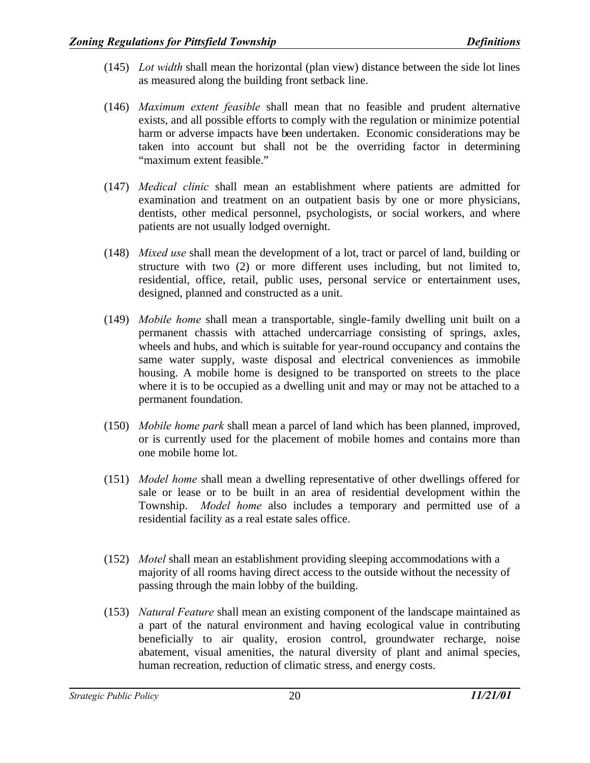(145) *Lot width* shall mean the horizontal (plan view) distance between the side lot lines as measured along the building front setback line.

(146) *Maximum extent feasible* shall mean that no feasible and prudent alternative exists, and all possible efforts to comply with the regulation or minimize potential harm or adverse impacts have been undertaken. Economic considerations may be taken into account but shall not be the overriding factor in determining "maximum extent feasible."

(147) *Medical clinic* shall mean an establishment where patients are admitted for examination and treatment on an outpatient basis by one or more physicians, dentists, other medical personnel, psychologists, or social workers, and where patients are not usually lodged overnight.

(148) *Mixed use* shall mean the development of a lot, tract or parcel of land, building or structure with two (2) or more different uses including, but not limited to, residential, office, retail, public uses, personal service or entertainment uses, designed, planned and constructed as a unit.

(149) *Mobile home* shall mean a transportable, single-family dwelling unit built on a permanent chassis with attached undercarriage consisting of springs, axles, wheels and hubs, and which is suitable for year-round occupancy and contains the same water supply, waste disposal and electrical conveniences as immobile housing. A mobile home is designed to be transported on streets to the place where it is to be occupied as a dwelling unit and may or may not be attached to a permanent foundation.

(150) *Mobile home park* shall mean a parcel of land which has been planned, improved, or is currently used for the placement of mobile homes and contains more than one mobile home lot.

(151) *Model home* shall mean a dwelling representative of other dwellings offered for sale or lease or to be built in an area of residential development within the Township. *Model home* also includes a temporary and permitted use of a residential facility as a real estate sales office.

(152) *Motel* shall mean an establishment providing sleeping accommodations with a majority of all rooms having direct access to the outside without the necessity of passing through the main lobby of the building.

(153) *Natural Feature* shall mean an existing component of the landscape maintained as a part of the natural environment and having ecological value in contributing beneficially to air quality, erosion control, groundwater recharge, noise abatement, visual amenities, the natural diversity of plant and animal species, human recreation, reduction of climatic stress, and energy costs.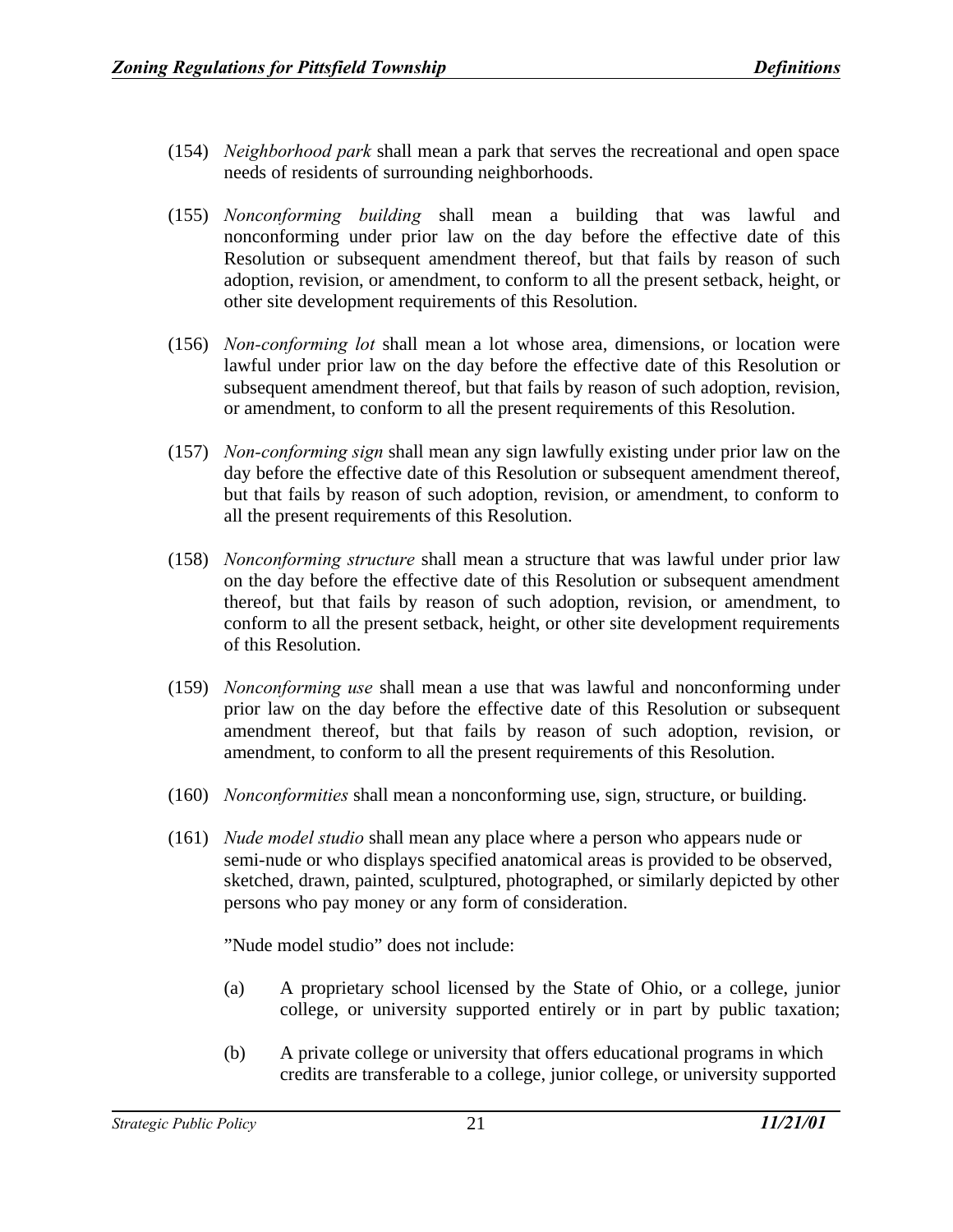(154) *Neighborhood park* shall mean a park that serves the recreational and open space needs of residents of surrounding neighborhoods.

(155) *Nonconforming building* shall mean a building that was lawful and nonconforming under prior law on the day before the effective date of this Resolution or subsequent amendment thereof, but that fails by reason of such adoption, revision, or amendment, to conform to all the present setback, height, or other site development requirements of this Resolution.

(156) *Non-conforming lot* shall mean a lot whose area, dimensions, or location were lawful under prior law on the day before the effective date of this Resolution or subsequent amendment thereof, but that fails by reason of such adoption, revision, or amendment, to conform to all the present requirements of this Resolution.

(157) *Non-conforming sign* shall mean any sign lawfully existing under prior law on the day before the effective date of this Resolution or subsequent amendment thereof, but that fails by reason of such adoption, revision, or amendment, to conform to all the present requirements of this Resolution.

(158) *Nonconforming structure* shall mean a structure that was lawful under prior law on the day before the effective date of this Resolution or subsequent amendment thereof, but that fails by reason of such adoption, revision, or amendment, to conform to all the present setback, height, or other site development requirements of this Resolution.

(159) *Nonconforming use* shall mean a use that was lawful and nonconforming under prior law on the day before the effective date of this Resolution or subsequent amendment thereof, but that fails by reason of such adoption, revision, or amendment, to conform to all the present requirements of this Resolution.

(160) *Nonconformities* shall mean a nonconforming use, sign, structure, or building.

(161) *Nude model studio* shall mean any place where a person who appears nude or semi-nude or who displays specified anatomical areas is provided to be observed, sketched, drawn, painted, sculptured, photographed, or similarly depicted by other persons who pay money or any form of consideration.

"Nude model studio" does not include:

(a) A proprietary school licensed by the State of Ohio, or a college, junior college, or university supported entirely or in part by public taxation;

(b) A private college or university that offers educational programs in which credits are transferable to a college, junior college, or university supported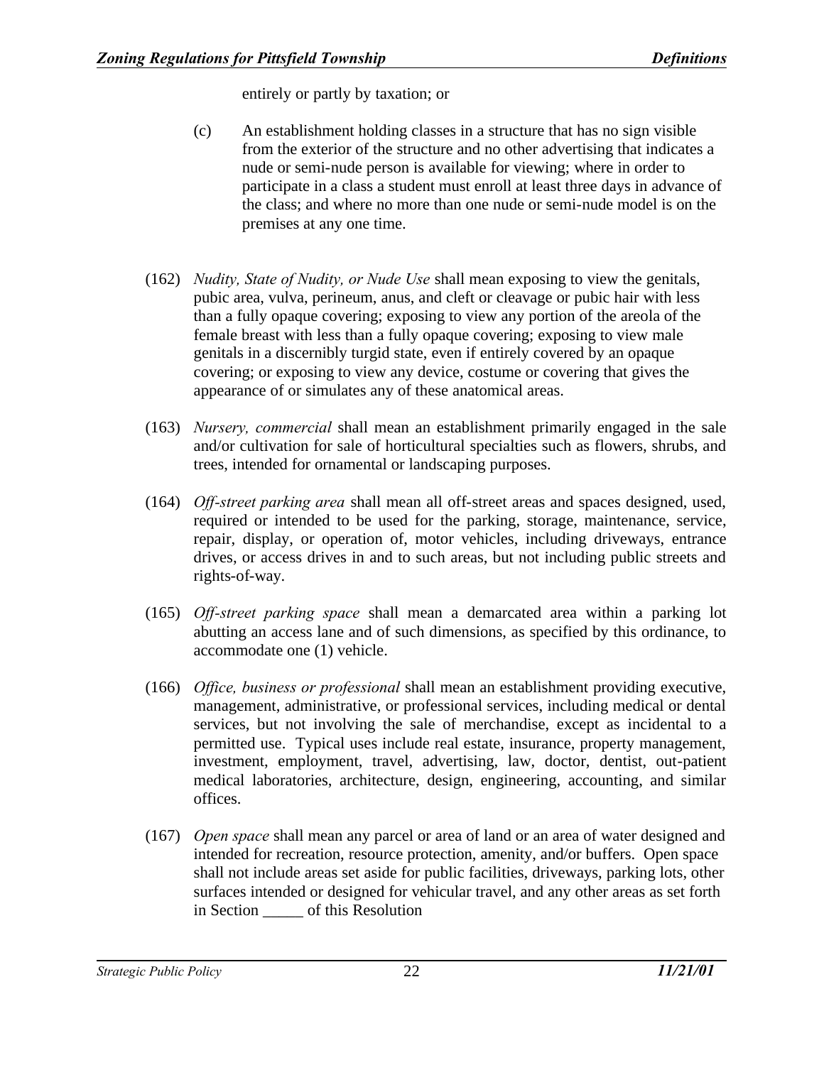entirely or partly by taxation; or

(c) An establishment holding classes in a structure that has no sign visible from the exterior of the structure and no other advertising that indicates a nude or semi-nude person is available for viewing; where in order to participate in a class a student must enroll at least three days in advance of the class; and where no more than one nude or semi-nude model is on the premises at any one time.

(162) *Nudity, State of Nudity, or Nude Use* shall mean exposing to view the genitals, pubic area, vulva, perineum, anus, and cleft or cleavage or pubic hair with less than a fully opaque covering; exposing to view any portion of the areola of the female breast with less than a fully opaque covering; exposing to view male genitals in a discernibly turgid state, even if entirely covered by an opaque covering; or exposing to view any device, costume or covering that gives the appearance of or simulates any of these anatomical areas.

(163) *Nursery, commercial* shall mean an establishment primarily engaged in the sale and/or cultivation for sale of horticultural specialties such as flowers, shrubs, and trees, intended for ornamental or landscaping purposes.

(164) *Off-street parking area* shall mean all off-street areas and spaces designed, used, required or intended to be used for the parking, storage, maintenance, service, repair, display, or operation of, motor vehicles, including driveways, entrance drives, or access drives in and to such areas, but not including public streets and rights-of-way.

(165) *Off-street parking space* shall mean a demarcated area within a parking lot abutting an access lane and of such dimensions, as specified by this ordinance, to accommodate one (1) vehicle.

(166) *Office, business or professional* shall mean an establishment providing executive, management, administrative, or professional services, including medical or dental services, but not involving the sale of merchandise, except as incidental to a permitted use. Typical uses include real estate, insurance, property management, investment, employment, travel, advertising, law, doctor, dentist, out-patient medical laboratories, architecture, design, engineering, accounting, and similar offices.

(167) *Open space* shall mean any parcel or area of land or an area of water designed and intended for recreation, resource protection, amenity, and/or buffers. Open space shall not include areas set aside for public facilities, driveways, parking lots, other surfaces intended or designed for vehicular travel, and any other areas as set forth in Section _____ of this Resolution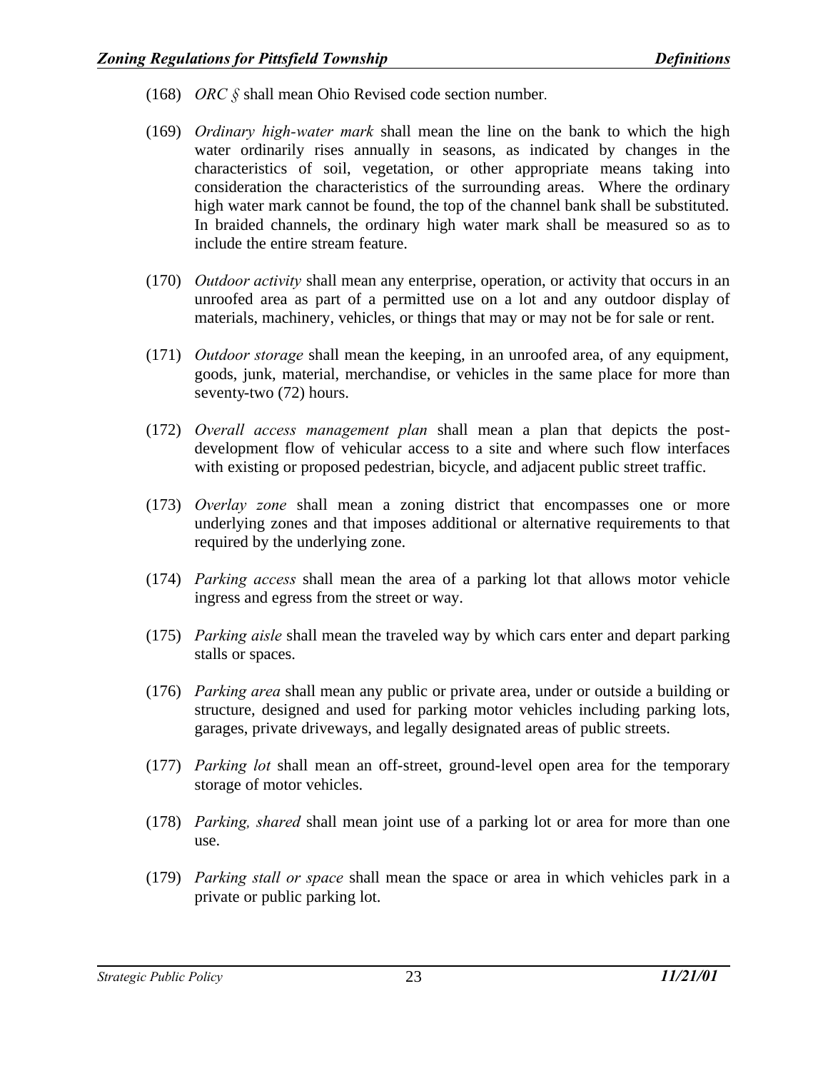(168) *ORC §* shall mean Ohio Revised code section number.

(169) *Ordinary high-water mark* shall mean the line on the bank to which the high water ordinarily rises annually in seasons, as indicated by changes in the characteristics of soil, vegetation, or other appropriate means taking into consideration the characteristics of the surrounding areas. Where the ordinary high water mark cannot be found, the top of the channel bank shall be substituted. In braided channels, the ordinary high water mark shall be measured so as to include the entire stream feature.

(170) *Outdoor activity* shall mean any enterprise, operation, or activity that occurs in an unroofed area as part of a permitted use on a lot and any outdoor display of materials, machinery, vehicles, or things that may or may not be for sale or rent.

(171) *Outdoor storage* shall mean the keeping, in an unroofed area, of any equipment, goods, junk, material, merchandise, or vehicles in the same place for more than seventy-two (72) hours.

(172) *Overall access management plan* shall mean a plan that depicts the post-development flow of vehicular access to a site and where such flow interfaces with existing or proposed pedestrian, bicycle, and adjacent public street traffic.

(173) *Overlay zone* shall mean a zoning district that encompasses one or more underlying zones and that imposes additional or alternative requirements to that required by the underlying zone.

(174) *Parking access* shall mean the area of a parking lot that allows motor vehicle ingress and egress from the street or way.

(175) *Parking aisle* shall mean the traveled way by which cars enter and depart parking stalls or spaces.

(176) *Parking area* shall mean any public or private area, under or outside a building or structure, designed and used for parking motor vehicles including parking lots, garages, private driveways, and legally designated areas of public streets.

(177) *Parking lot* shall mean an off-street, ground-level open area for the temporary storage of motor vehicles.

(178) *Parking, shared* shall mean joint use of a parking lot or area for more than one use.

(179) *Parking stall or space* shall mean the space or area in which vehicles park in a private or public parking lot.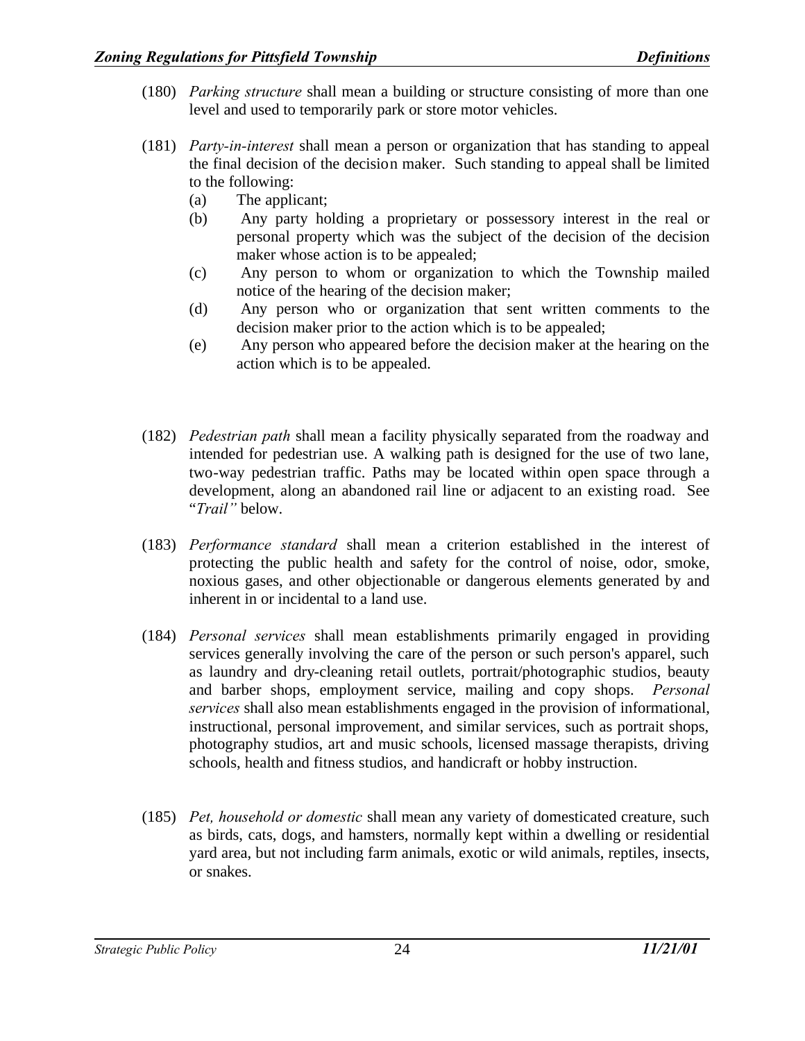(180) *Parking structure* shall mean a building or structure consisting of more than one level and used to temporarily park or store motor vehicles.

(181) *Party-in-interest* shall mean a person or organization that has standing to appeal the final decision of the decision maker. Such standing to appeal shall be limited to the following:

- (a) The applicant;
- (b) Any party holding a proprietary or possessory interest in the real or personal property which was the subject of the decision of the decision maker whose action is to be appealed;
- (c) Any person to whom or organization to which the Township mailed notice of the hearing of the decision maker;
- (d) Any person who or organization that sent written comments to the decision maker prior to the action which is to be appealed;
- (e) Any person who appeared before the decision maker at the hearing on the action which is to be appealed.

(182) *Pedestrian path* shall mean a facility physically separated from the roadway and intended for pedestrian use. A walking path is designed for the use of two lane, two-way pedestrian traffic. Paths may be located within open space through a development, along an abandoned rail line or adjacent to an existing road. See "*Trail"* below.

(183) *Performance standard* shall mean a criterion established in the interest of protecting the public health and safety for the control of noise, odor, smoke, noxious gases, and other objectionable or dangerous elements generated by and inherent in or incidental to a land use.

(184) *Personal services* shall mean establishments primarily engaged in providing services generally involving the care of the person or such person's apparel, such as laundry and dry-cleaning retail outlets, portrait/photographic studios, beauty and barber shops, employment service, mailing and copy shops. *Personal services* shall also mean establishments engaged in the provision of informational, instructional, personal improvement, and similar services, such as portrait shops, photography studios, art and music schools, licensed massage therapists, driving schools, health and fitness studios, and handicraft or hobby instruction.

(185) *Pet, household or domestic* shall mean any variety of domesticated creature, such as birds, cats, dogs, and hamsters, normally kept within a dwelling or residential yard area, but not including farm animals, exotic or wild animals, reptiles, insects, or snakes.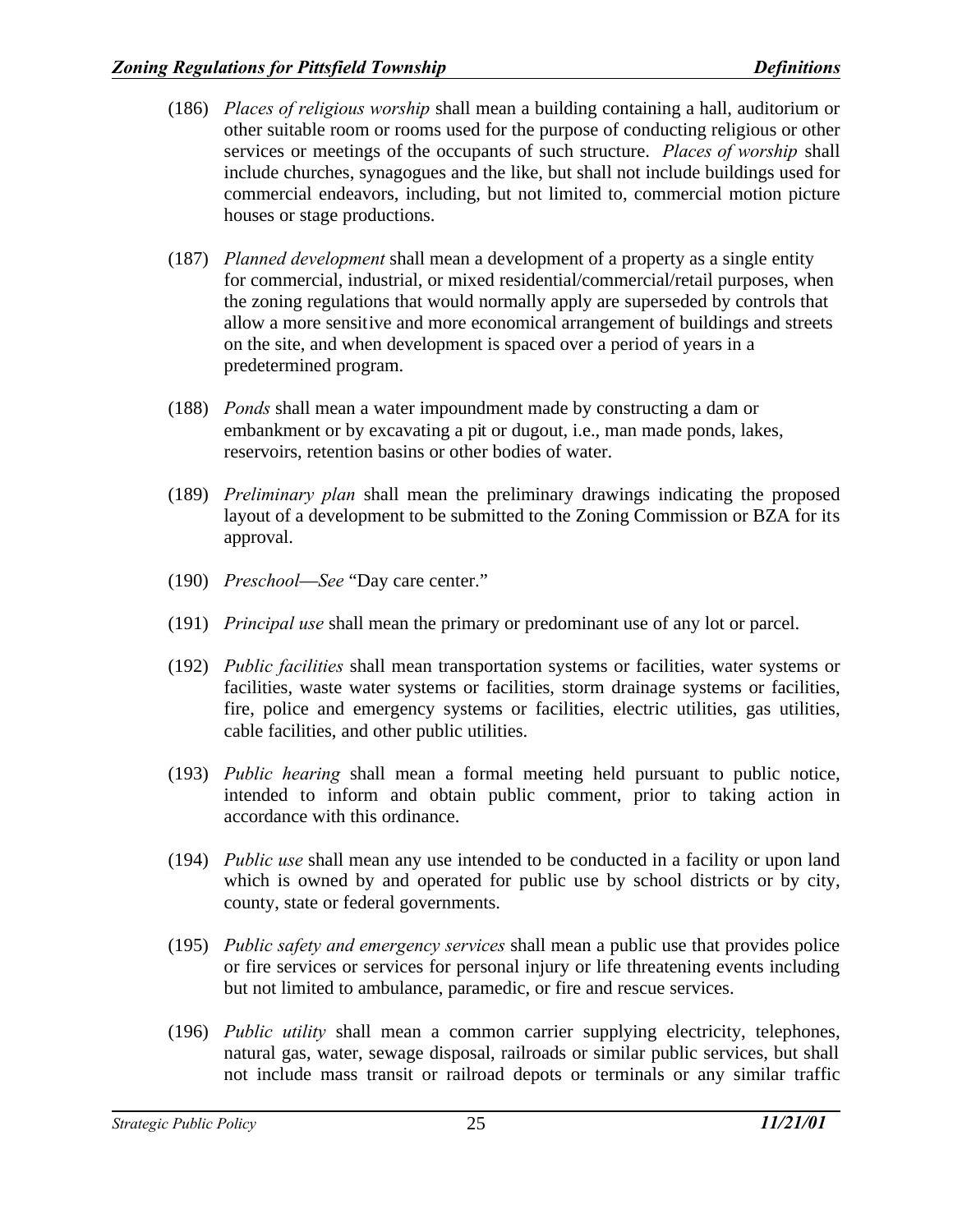(186) *Places of religious worship* shall mean a building containing a hall, auditorium or other suitable room or rooms used for the purpose of conducting religious or other services or meetings of the occupants of such structure. *Places of worship* shall include churches, synagogues and the like, but shall not include buildings used for commercial endeavors, including, but not limited to, commercial motion picture houses or stage productions.

(187) *Planned development* shall mean a development of a property as a single entity for commercial, industrial, or mixed residential/commercial/retail purposes, when the zoning regulations that would normally apply are superseded by controls that allow a more sensitive and more economical arrangement of buildings and streets on the site, and when development is spaced over a period of years in a predetermined program.

(188) *Ponds* shall mean a water impoundment made by constructing a dam or embankment or by excavating a pit or dugout, i.e., man made ponds, lakes, reservoirs, retention basins or other bodies of water.

(189) *Preliminary plan* shall mean the preliminary drawings indicating the proposed layout of a development to be submitted to the Zoning Commission or BZA for its approval.

(190) *Preschool—See* "Day care center."

(191) *Principal use* shall mean the primary or predominant use of any lot or parcel.

(192) *Public facilities* shall mean transportation systems or facilities, water systems or facilities, waste water systems or facilities, storm drainage systems or facilities, fire, police and emergency systems or facilities, electric utilities, gas utilities, cable facilities, and other public utilities.

(193) *Public hearing* shall mean a formal meeting held pursuant to public notice, intended to inform and obtain public comment, prior to taking action in accordance with this ordinance.

(194) *Public use* shall mean any use intended to be conducted in a facility or upon land which is owned by and operated for public use by school districts or by city, county, state or federal governments.

(195) *Public safety and emergency services* shall mean a public use that provides police or fire services or services for personal injury or life threatening events including but not limited to ambulance, paramedic, or fire and rescue services.

(196) *Public utility* shall mean a common carrier supplying electricity, telephones, natural gas, water, sewage disposal, railroads or similar public services, but shall not include mass transit or railroad depots or terminals or any similar traffic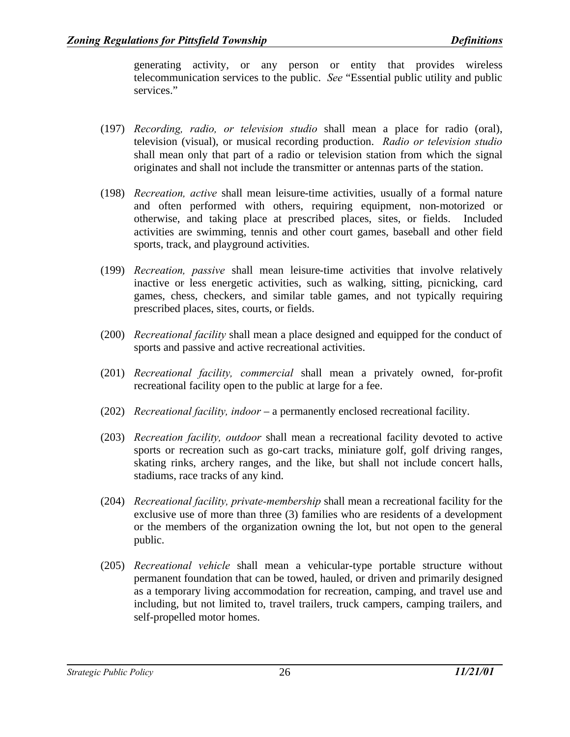generating activity, or any person or entity that provides wireless telecommunication services to the public. *See* "Essential public utility and public services."

(197) *Recording, radio, or television studio* shall mean a place for radio (oral), television (visual), or musical recording production. *Radio or television studio* shall mean only that part of a radio or television station from which the signal originates and shall not include the transmitter or antennas parts of the station.

(198) *Recreation, active* shall mean leisure-time activities, usually of a formal nature and often performed with others, requiring equipment, non-motorized or otherwise, and taking place at prescribed places, sites, or fields. Included activities are swimming, tennis and other court games, baseball and other field sports, track, and playground activities.

(199) *Recreation, passive* shall mean leisure-time activities that involve relatively inactive or less energetic activities, such as walking, sitting, picnicking, card games, chess, checkers, and similar table games, and not typically requiring prescribed places, sites, courts, or fields.

(200) *Recreational facility* shall mean a place designed and equipped for the conduct of sports and passive and active recreational activities.

(201) *Recreational facility, commercial* shall mean a privately owned, for-profit recreational facility open to the public at large for a fee.

(202) *Recreational facility, indoor* – a permanently enclosed recreational facility.

(203) *Recreation facility, outdoor* shall mean a recreational facility devoted to active sports or recreation such as go-cart tracks, miniature golf, golf driving ranges, skating rinks, archery ranges, and the like, but shall not include concert halls, stadiums, race tracks of any kind.

(204) *Recreational facility, private-membership* shall mean a recreational facility for the exclusive use of more than three (3) families who are residents of a development or the members of the organization owning the lot, but not open to the general public.

(205) *Recreational vehicle* shall mean a vehicular-type portable structure without permanent foundation that can be towed, hauled, or driven and primarily designed as a temporary living accommodation for recreation, camping, and travel use and including, but not limited to, travel trailers, truck campers, camping trailers, and self-propelled motor homes.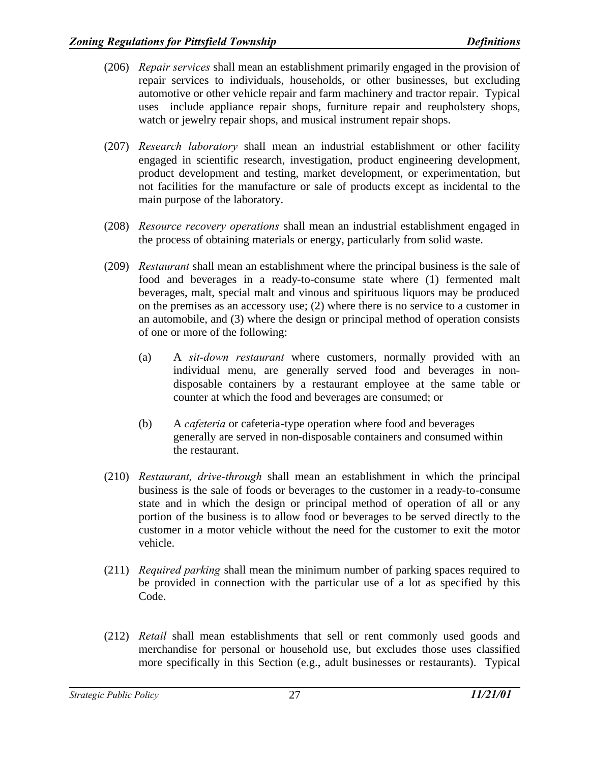(206) *Repair services* shall mean an establishment primarily engaged in the provision of repair services to individuals, households, or other businesses, but excluding automotive or other vehicle repair and farm machinery and tractor repair. Typical uses include appliance repair shops, furniture repair and reupholstery shops, watch or jewelry repair shops, and musical instrument repair shops.

(207) *Research laboratory* shall mean an industrial establishment or other facility engaged in scientific research, investigation, product engineering development, product development and testing, market development, or experimentation, but not facilities for the manufacture or sale of products except as incidental to the main purpose of the laboratory.

(208) *Resource recovery operations* shall mean an industrial establishment engaged in the process of obtaining materials or energy, particularly from solid waste.

(209) *Restaurant* shall mean an establishment where the principal business is the sale of food and beverages in a ready-to-consume state where (1) fermented malt beverages, malt, special malt and vinous and spirituous liquors may be produced on the premises as an accessory use; (2) where there is no service to a customer in an automobile, and (3) where the design or principal method of operation consists of one or more of the following:

   (a) A *sit-down restaurant* where customers, normally provided with an individual menu, are generally served food and beverages in non-disposable containers by a restaurant employee at the same table or counter at which the food and beverages are consumed; or

   (b) A *cafeteria* or cafeteria-type operation where food and beverages generally are served in non-disposable containers and consumed within the restaurant.

(210) *Restaurant, drive-through* shall mean an establishment in which the principal business is the sale of foods or beverages to the customer in a ready-to-consume state and in which the design or principal method of operation of all or any portion of the business is to allow food or beverages to be served directly to the customer in a motor vehicle without the need for the customer to exit the motor vehicle.

(211) *Required parking* shall mean the minimum number of parking spaces required to be provided in connection with the particular use of a lot as specified by this Code.

(212) *Retail* shall mean establishments that sell or rent commonly used goods and merchandise for personal or household use, but excludes those uses classified more specifically in this Section (e.g., adult businesses or restaurants). Typical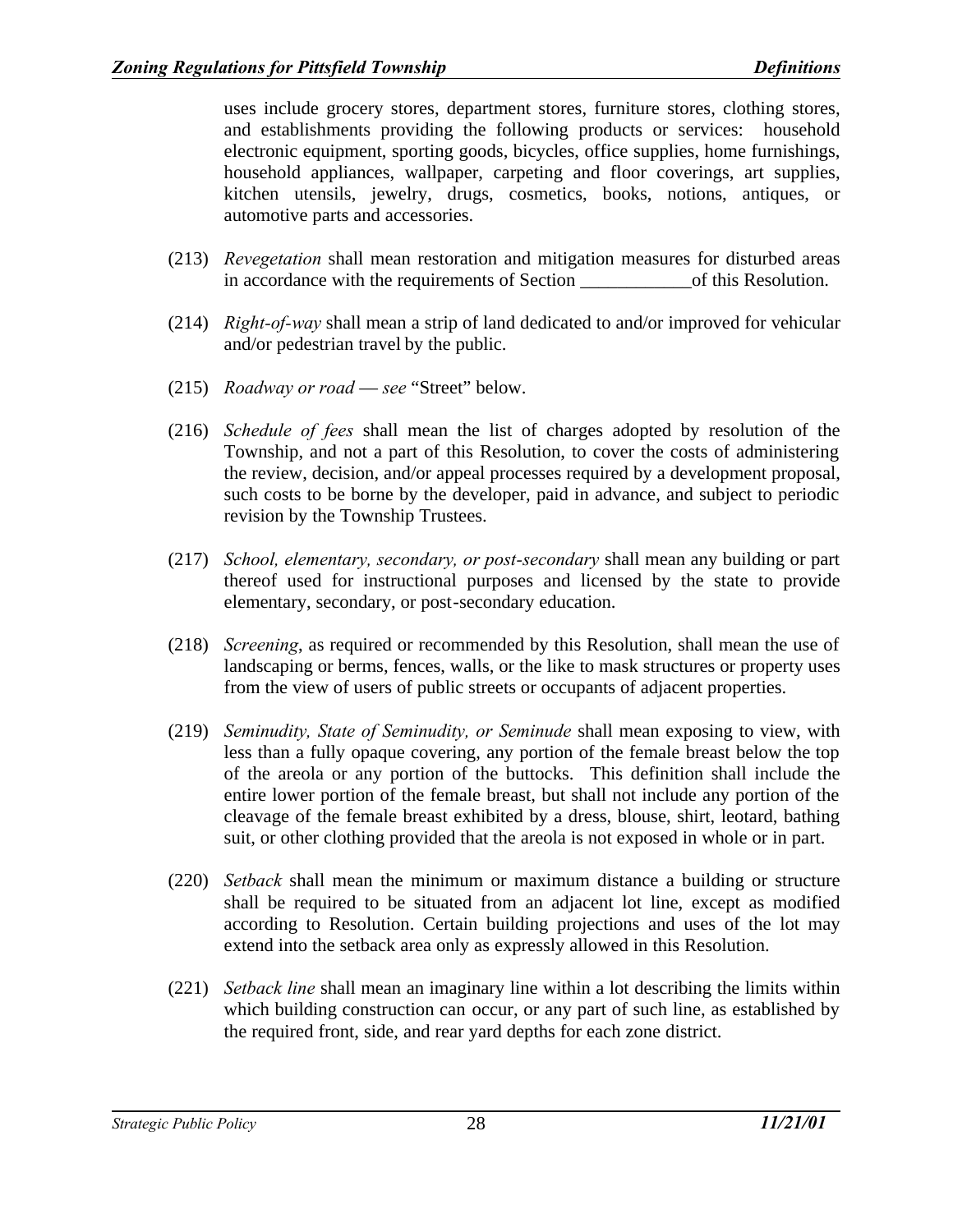uses include grocery stores, department stores, furniture stores, clothing stores, and establishments providing the following products or services: household electronic equipment, sporting goods, bicycles, office supplies, home furnishings, household appliances, wallpaper, carpeting and floor coverings, art supplies, kitchen utensils, jewelry, drugs, cosmetics, books, notions, antiques, or automotive parts and accessories.

(213) *Revegetation* shall mean restoration and mitigation measures for disturbed areas in accordance with the requirements of Section ____________of this Resolution.

(214) *Right-of-way* shall mean a strip of land dedicated to and/or improved for vehicular and/or pedestrian travel by the public.

(215) *Roadway or road — see* "Street" below.

(216) *Schedule of fees* shall mean the list of charges adopted by resolution of the Township, and not a part of this Resolution, to cover the costs of administering the review, decision, and/or appeal processes required by a development proposal, such costs to be borne by the developer, paid in advance, and subject to periodic revision by the Township Trustees.

(217) *School, elementary, secondary, or post-secondary* shall mean any building or part thereof used for instructional purposes and licensed by the state to provide elementary, secondary, or post-secondary education.

(218) *Screening*, as required or recommended by this Resolution, shall mean the use of landscaping or berms, fences, walls, or the like to mask structures or property uses from the view of users of public streets or occupants of adjacent properties.

(219) *Seminudity, State of Seminudity, or Seminude* shall mean exposing to view, with less than a fully opaque covering, any portion of the female breast below the top of the areola or any portion of the buttocks. This definition shall include the entire lower portion of the female breast, but shall not include any portion of the cleavage of the female breast exhibited by a dress, blouse, shirt, leotard, bathing suit, or other clothing provided that the areola is not exposed in whole or in part.

(220) *Setback* shall mean the minimum or maximum distance a building or structure shall be required to be situated from an adjacent lot line, except as modified according to Resolution. Certain building projections and uses of the lot may extend into the setback area only as expressly allowed in this Resolution.

(221) *Setback line* shall mean an imaginary line within a lot describing the limits within which building construction can occur, or any part of such line, as established by the required front, side, and rear yard depths for each zone district.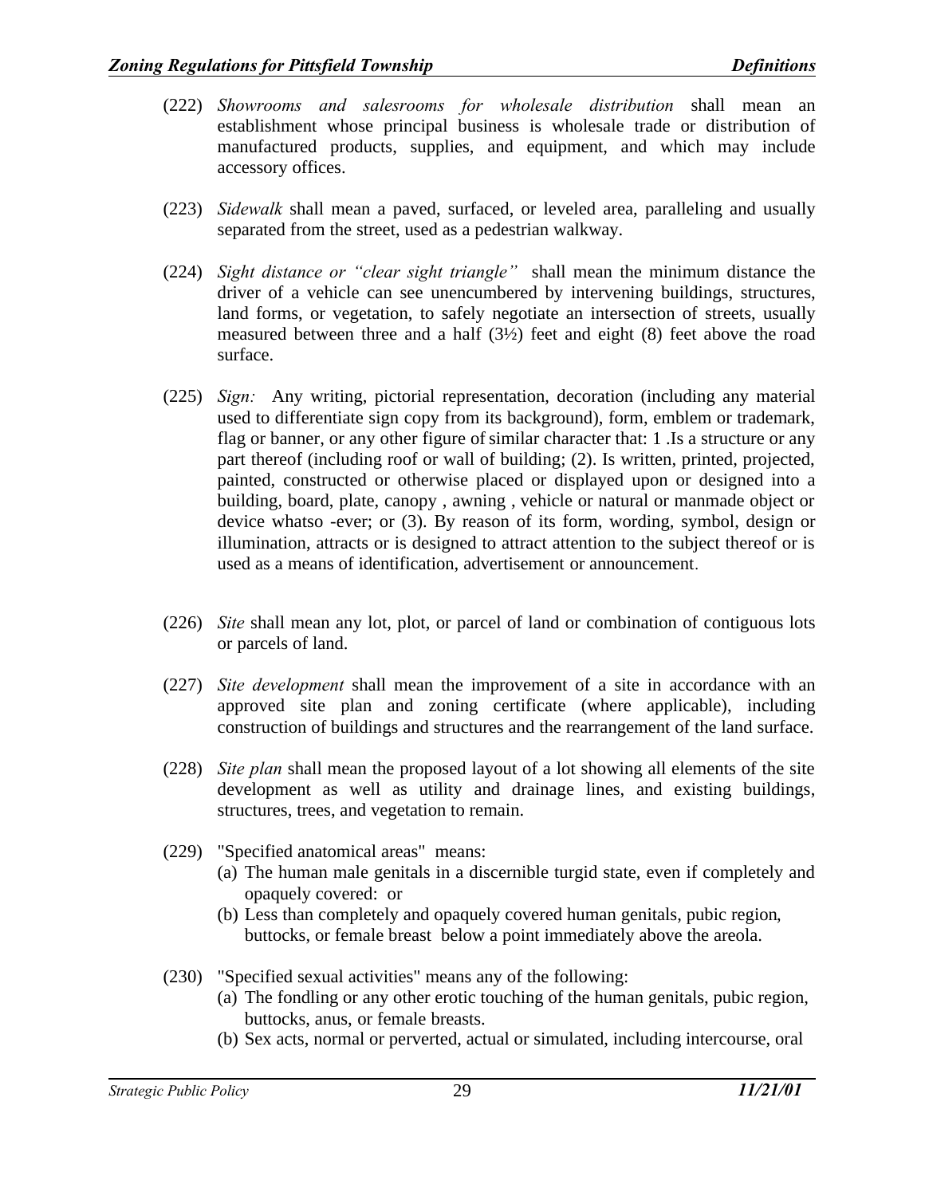(222) *Showrooms and salesrooms for wholesale distribution* shall mean an establishment whose principal business is wholesale trade or distribution of manufactured products, supplies, and equipment, and which may include accessory offices.

(223) *Sidewalk* shall mean a paved, surfaced, or leveled area, paralleling and usually separated from the street, used as a pedestrian walkway.

(224) *Sight distance or "clear sight triangle"* shall mean the minimum distance the driver of a vehicle can see unencumbered by intervening buildings, structures, land forms, or vegetation, to safely negotiate an intersection of streets, usually measured between three and a half (3½) feet and eight (8) feet above the road surface.

(225) *Sign:* Any writing, pictorial representation, decoration (including any material used to differentiate sign copy from its background), form, emblem or trademark, flag or banner, or any other figure of similar character that: 1 .Is a structure or any part thereof (including roof or wall of building; (2). Is written, printed, projected, painted, constructed or otherwise placed or displayed upon or designed into a building, board, plate, canopy , awning , vehicle or natural or manmade object or device whatso -ever; or (3). By reason of its form, wording, symbol, design or illumination, attracts or is designed to attract attention to the subject thereof or is used as a means of identification, advertisement or announcement.

(226) *Site* shall mean any lot, plot, or parcel of land or combination of contiguous lots or parcels of land.

(227) *Site development* shall mean the improvement of a site in accordance with an approved site plan and zoning certificate (where applicable), including construction of buildings and structures and the rearrangement of the land surface.

(228) *Site plan* shall mean the proposed layout of a lot showing all elements of the site development as well as utility and drainage lines, and existing buildings, structures, trees, and vegetation to remain.

(229) "Specified anatomical areas" means:

(a) The human male genitals in a discernible turgid state, even if completely and opaquely covered: or

(b) Less than completely and opaquely covered human genitals, pubic region, buttocks, or female breast below a point immediately above the areola.

(230) "Specified sexual activities" means any of the following:

(a) The fondling or any other erotic touching of the human genitals, pubic region, buttocks, anus, or female breasts.

(b) Sex acts, normal or perverted, actual or simulated, including intercourse, oral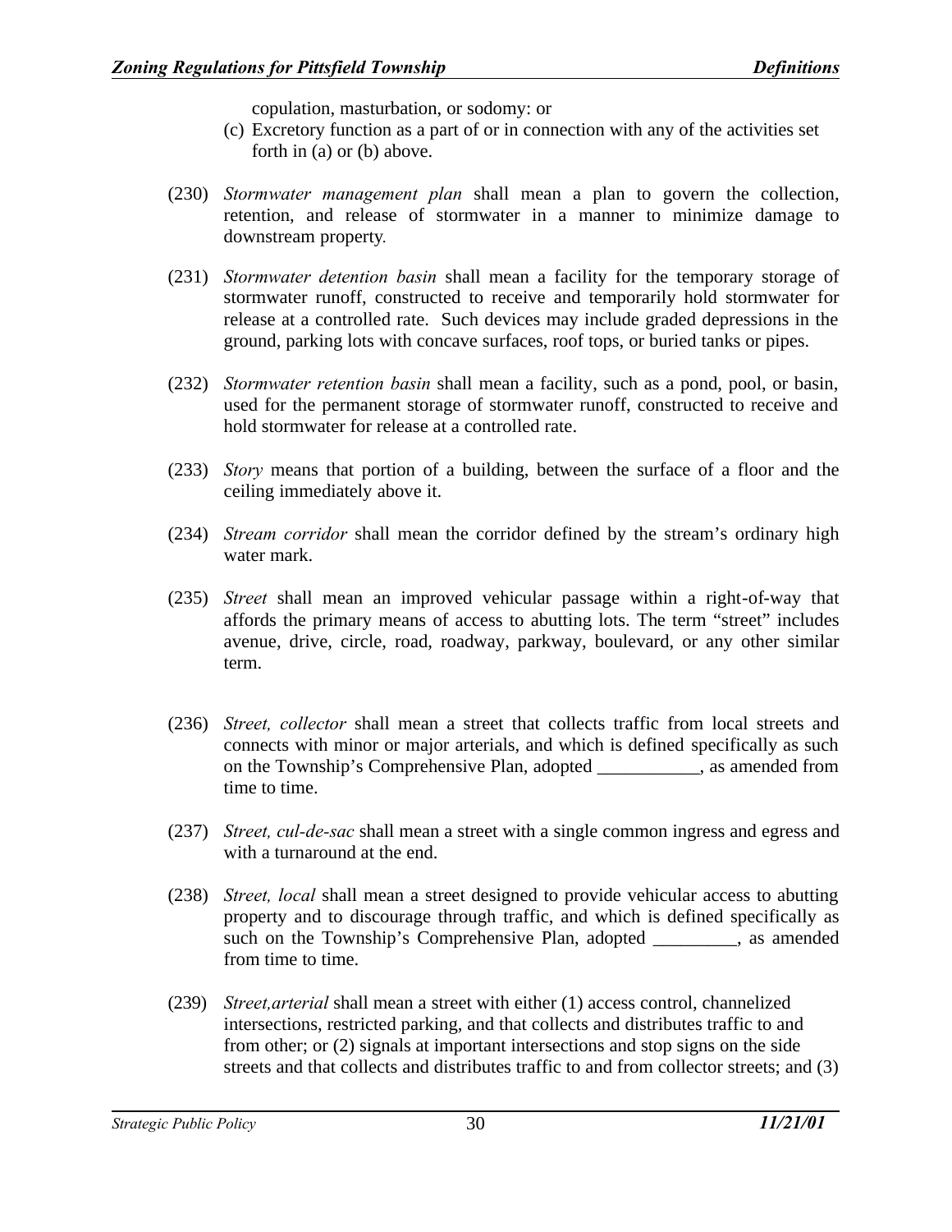copulation, masturbation, or sodomy: or

(c) Excretory function as a part of or in connection with any of the activities set forth in (a) or (b) above.

(230) *Stormwater management plan* shall mean a plan to govern the collection, retention, and release of stormwater in a manner to minimize damage to downstream property.

(231) *Stormwater detention basin* shall mean a facility for the temporary storage of stormwater runoff, constructed to receive and temporarily hold stormwater for release at a controlled rate. Such devices may include graded depressions in the ground, parking lots with concave surfaces, roof tops, or buried tanks or pipes.

(232) *Stormwater retention basin* shall mean a facility, such as a pond, pool, or basin, used for the permanent storage of stormwater runoff, constructed to receive and hold stormwater for release at a controlled rate.

(233) *Story* means that portion of a building, between the surface of a floor and the ceiling immediately above it.

(234) *Stream corridor* shall mean the corridor defined by the stream's ordinary high water mark.

(235) *Street* shall mean an improved vehicular passage within a right-of-way that affords the primary means of access to abutting lots. The term "street" includes avenue, drive, circle, road, roadway, parkway, boulevard, or any other similar term.

(236) *Street, collector* shall mean a street that collects traffic from local streets and connects with minor or major arterials, and which is defined specifically as such on the Township's Comprehensive Plan, adopted ___________, as amended from time to time.

(237) *Street, cul-de-sac* shall mean a street with a single common ingress and egress and with a turnaround at the end.

(238) *Street, local* shall mean a street designed to provide vehicular access to abutting property and to discourage through traffic, and which is defined specifically as such on the Township's Comprehensive Plan, adopted _________, as amended from time to time.

(239) *Street,arterial* shall mean a street with either (1) access control, channelized intersections, restricted parking, and that collects and distributes traffic to and from other; or (2) signals at important intersections and stop signs on the side streets and that collects and distributes traffic to and from collector streets; and (3)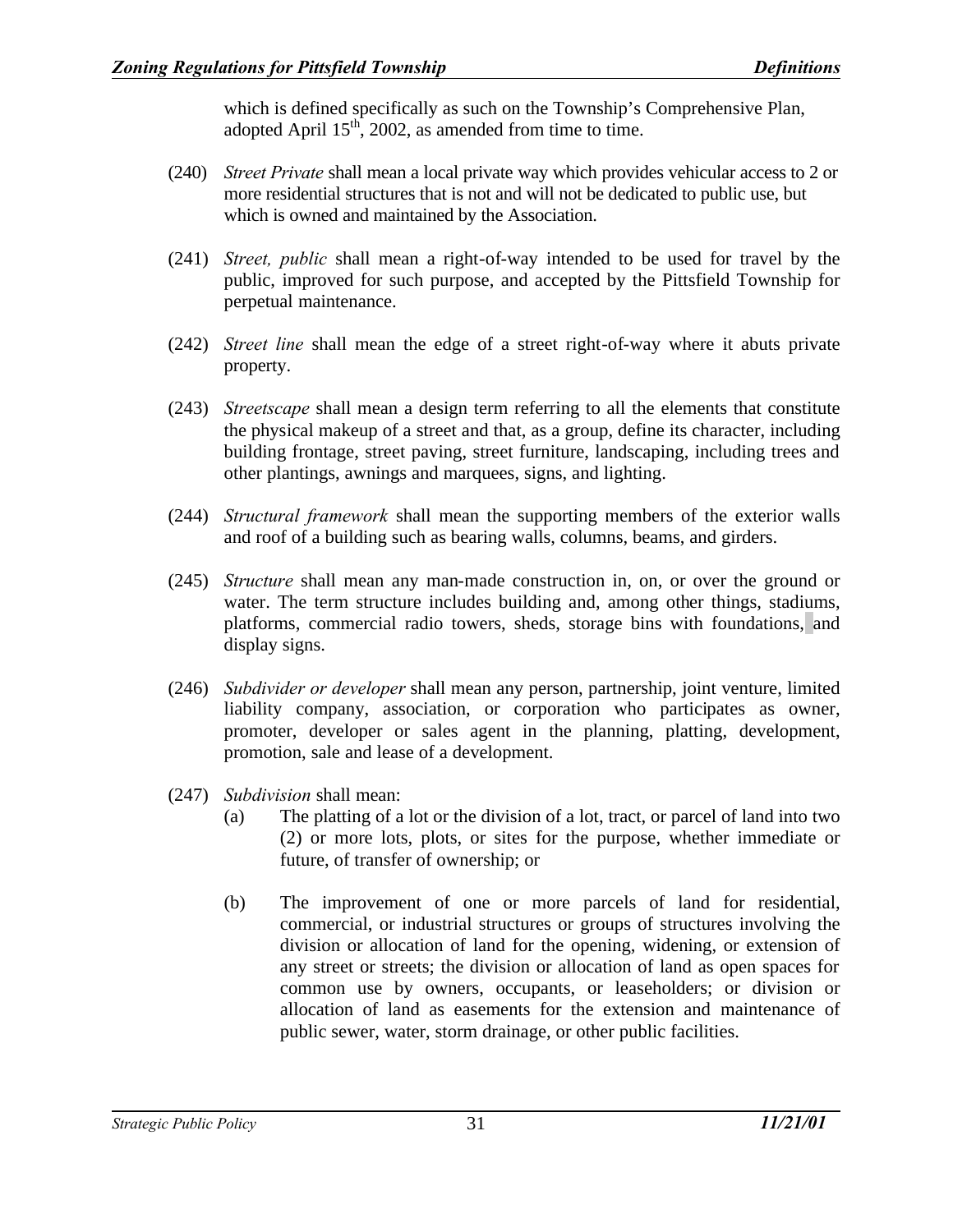which is defined specifically as such on the Township's Comprehensive Plan, adopted April 15th, 2002, as amended from time to time.

(240) *Street Private* shall mean a local private way which provides vehicular access to 2 or more residential structures that is not and will not be dedicated to public use, but which is owned and maintained by the Association.

(241) *Street, public* shall mean a right-of-way intended to be used for travel by the public, improved for such purpose, and accepted by the Pittsfield Township for perpetual maintenance.

(242) *Street line* shall mean the edge of a street right-of-way where it abuts private property.

(243) *Streetscape* shall mean a design term referring to all the elements that constitute the physical makeup of a street and that, as a group, define its character, including building frontage, street paving, street furniture, landscaping, including trees and other plantings, awnings and marquees, signs, and lighting.

(244) *Structural framework* shall mean the supporting members of the exterior walls and roof of a building such as bearing walls, columns, beams, and girders.

(245) *Structure* shall mean any man-made construction in, on, or over the ground or water. The term structure includes building and, among other things, stadiums, platforms, commercial radio towers, sheds, storage bins with foundations, and display signs.

(246) *Subdivider or developer* shall mean any person, partnership, joint venture, limited liability company, association, or corporation who participates as owner, promoter, developer or sales agent in the planning, platting, development, promotion, sale and lease of a development.

(247) *Subdivision* shall mean:

(a) The platting of a lot or the division of a lot, tract, or parcel of land into two (2) or more lots, plots, or sites for the purpose, whether immediate or future, of transfer of ownership; or

(b) The improvement of one or more parcels of land for residential, commercial, or industrial structures or groups of structures involving the division or allocation of land for the opening, widening, or extension of any street or streets; the division or allocation of land as open spaces for common use by owners, occupants, or leaseholders; or division or allocation of land as easements for the extension and maintenance of public sewer, water, storm drainage, or other public facilities.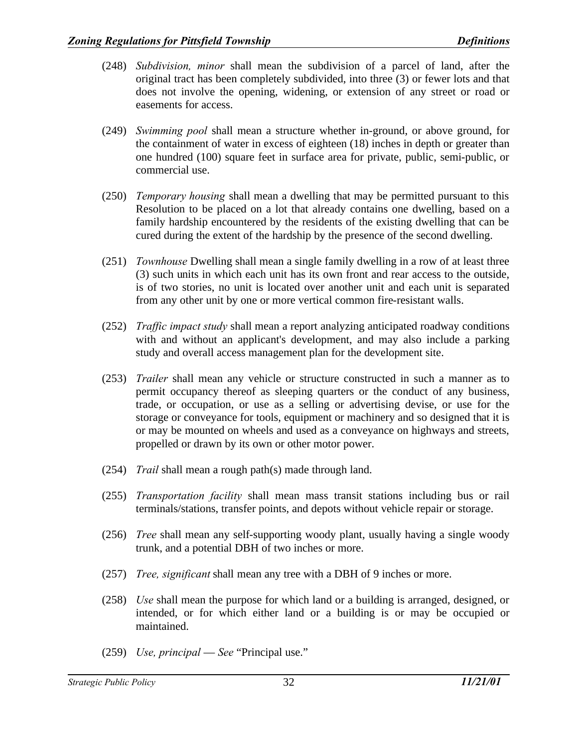(248) *Subdivision, minor* shall mean the subdivision of a parcel of land, after the original tract has been completely subdivided, into three (3) or fewer lots and that does not involve the opening, widening, or extension of any street or road or easements for access.

(249) *Swimming pool* shall mean a structure whether in-ground, or above ground, for the containment of water in excess of eighteen (18) inches in depth or greater than one hundred (100) square feet in surface area for private, public, semi-public, or commercial use.

(250) *Temporary housing* shall mean a dwelling that may be permitted pursuant to this Resolution to be placed on a lot that already contains one dwelling, based on a family hardship encountered by the residents of the existing dwelling that can be cured during the extent of the hardship by the presence of the second dwelling.

(251) *Townhouse* Dwelling shall mean a single family dwelling in a row of at least three (3) such units in which each unit has its own front and rear access to the outside, is of two stories, no unit is located over another unit and each unit is separated from any other unit by one or more vertical common fire-resistant walls.

(252) *Traffic impact study* shall mean a report analyzing anticipated roadway conditions with and without an applicant's development, and may also include a parking study and overall access management plan for the development site.

(253) *Trailer* shall mean any vehicle or structure constructed in such a manner as to permit occupancy thereof as sleeping quarters or the conduct of any business, trade, or occupation, or use as a selling or advertising devise, or use for the storage or conveyance for tools, equipment or machinery and so designed that it is or may be mounted on wheels and used as a conveyance on highways and streets, propelled or drawn by its own or other motor power.

(254) *Trail* shall mean a rough path(s) made through land.

(255) *Transportation facility* shall mean mass transit stations including bus or rail terminals/stations, transfer points, and depots without vehicle repair or storage.

(256) *Tree* shall mean any self-supporting woody plant, usually having a single woody trunk, and a potential DBH of two inches or more.

(257) *Tree, significant* shall mean any tree with a DBH of 9 inches or more.

(258) *Use* shall mean the purpose for which land or a building is arranged, designed, or intended, or for which either land or a building is or may be occupied or maintained.

(259) *Use, principal* — *See* "Principal use."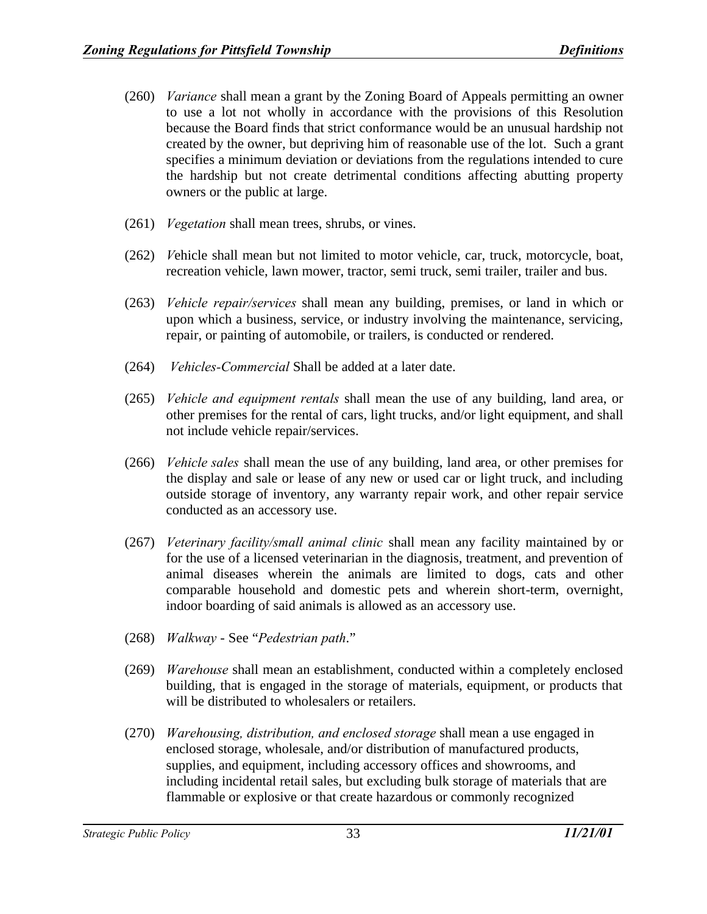(260) *Variance* shall mean a grant by the Zoning Board of Appeals permitting an owner to use a lot not wholly in accordance with the provisions of this Resolution because the Board finds that strict conformance would be an unusual hardship not created by the owner, but depriving him of reasonable use of the lot. Such a grant specifies a minimum deviation or deviations from the regulations intended to cure the hardship but not create detrimental conditions affecting abutting property owners or the public at large.

(261) *Vegetation* shall mean trees, shrubs, or vines.

(262) *V*ehicle shall mean but not limited to motor vehicle, car, truck, motorcycle, boat, recreation vehicle, lawn mower, tractor, semi truck, semi trailer, trailer and bus.

(263) *Vehicle repair/services* shall mean any building, premises, or land in which or upon which a business, service, or industry involving the maintenance, servicing, repair, or painting of automobile, or trailers, is conducted or rendered.

(264) *Vehicles-Commercial* Shall be added at a later date.

(265) *Vehicle and equipment rentals* shall mean the use of any building, land area, or other premises for the rental of cars, light trucks, and/or light equipment, and shall not include vehicle repair/services.

(266) *Vehicle sales* shall mean the use of any building, land area, or other premises for the display and sale or lease of any new or used car or light truck, and including outside storage of inventory, any warranty repair work, and other repair service conducted as an accessory use.

(267) *Veterinary facility/small animal clinic* shall mean any facility maintained by or for the use of a licensed veterinarian in the diagnosis, treatment, and prevention of animal diseases wherein the animals are limited to dogs, cats and other comparable household and domestic pets and wherein short-term, overnight, indoor boarding of said animals is allowed as an accessory use.

(268) *Walkway* - See "*Pedestrian path*."

(269) *Warehouse* shall mean an establishment, conducted within a completely enclosed building, that is engaged in the storage of materials, equipment, or products that will be distributed to wholesalers or retailers.

(270) *Warehousing, distribution, and enclosed storage* shall mean a use engaged in enclosed storage, wholesale, and/or distribution of manufactured products, supplies, and equipment, including accessory offices and showrooms, and including incidental retail sales, but excluding bulk storage of materials that are flammable or explosive or that create hazardous or commonly recognized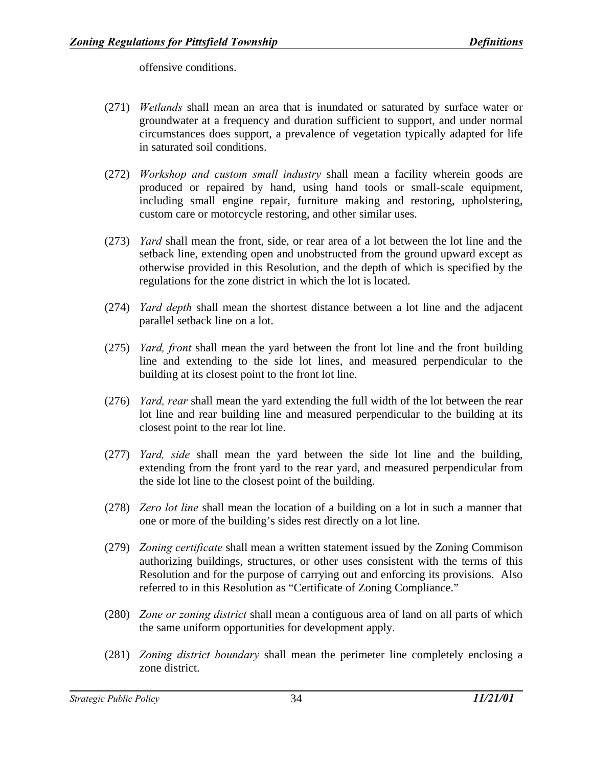offensive conditions.

(271) *Wetlands* shall mean an area that is inundated or saturated by surface water or groundwater at a frequency and duration sufficient to support, and under normal circumstances does support, a prevalence of vegetation typically adapted for life in saturated soil conditions.

(272) *Workshop and custom small industry* shall mean a facility wherein goods are produced or repaired by hand, using hand tools or small-scale equipment, including small engine repair, furniture making and restoring, upholstering, custom care or motorcycle restoring, and other similar uses.

(273) *Yard* shall mean the front, side, or rear area of a lot between the lot line and the setback line, extending open and unobstructed from the ground upward except as otherwise provided in this Resolution, and the depth of which is specified by the regulations for the zone district in which the lot is located.

(274) *Yard depth* shall mean the shortest distance between a lot line and the adjacent parallel setback line on a lot.

(275) *Yard, front* shall mean the yard between the front lot line and the front building line and extending to the side lot lines, and measured perpendicular to the building at its closest point to the front lot line.

(276) *Yard, rear* shall mean the yard extending the full width of the lot between the rear lot line and rear building line and measured perpendicular to the building at its closest point to the rear lot line.

(277) *Yard, side* shall mean the yard between the side lot line and the building, extending from the front yard to the rear yard, and measured perpendicular from the side lot line to the closest point of the building.

(278) *Zero lot line* shall mean the location of a building on a lot in such a manner that one or more of the building's sides rest directly on a lot line.

(279) *Zoning certificate* shall mean a written statement issued by the Zoning Commison authorizing buildings, structures, or other uses consistent with the terms of this Resolution and for the purpose of carrying out and enforcing its provisions. Also referred to in this Resolution as "Certificate of Zoning Compliance."

(280) *Zone or zoning district* shall mean a contiguous area of land on all parts of which the same uniform opportunities for development apply.

(281) *Zoning district boundary* shall mean the perimeter line completely enclosing a zone district.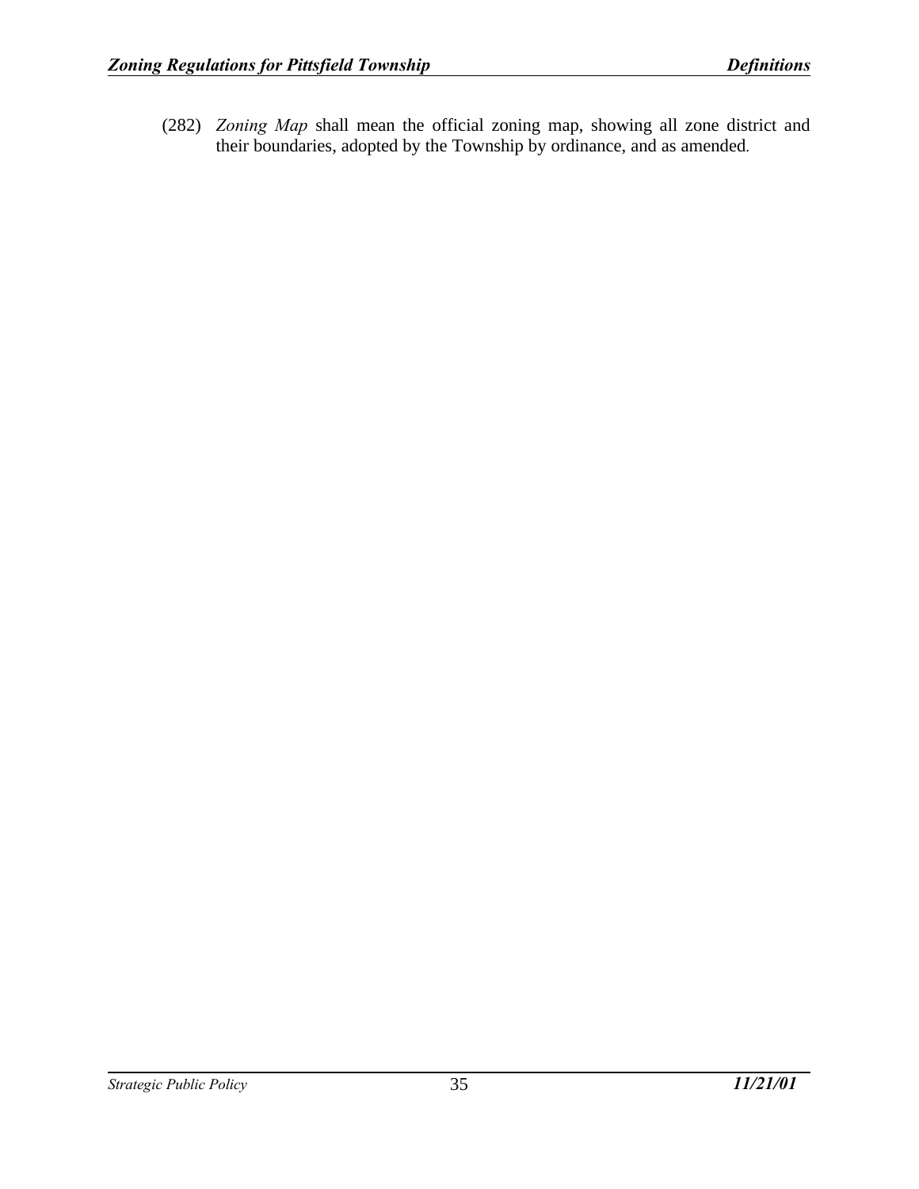(282) *Zoning Map* shall mean the official zoning map, showing all zone district and their boundaries, adopted by the Township by ordinance, and as amended.